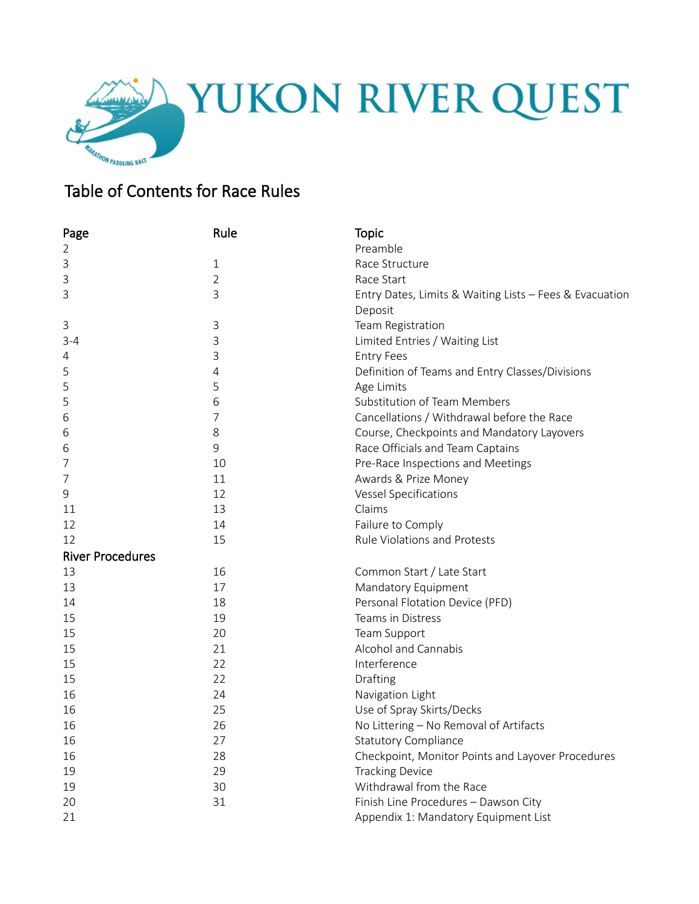# YUKON RIVER QUEST

## Table of Contents for Race Rules

| Page | Rule | Topic |
|---|---|---|
| 2 | | Preamble |
| 3 | 1 | Race Structure |
| 3 | 2 | Race Start |
| 3 | 3 | Entry Dates, Limits & Waiting Lists – Fees & Evacuation Deposit |
| 3 | 3 | Team Registration |
| 3-4 | 3 | Limited Entries / Waiting List |
| 4 | 3 | Entry Fees |
| 5 | 4 | Definition of Teams and Entry Classes/Divisions |
| 5 | 5 | Age Limits |
| 5 | 6 | Substitution of Team Members |
| 6 | 7 | Cancellations / Withdrawal before the Race |
| 6 | 8 | Course, Checkpoints and Mandatory Layovers |
| 6 | 9 | Race Officials and Team Captains |
| 7 | 10 | Pre-Race Inspections and Meetings |
| 7 | 11 | Awards & Prize Money |
| 9 | 12 | Vessel Specifications |
| 11 | 13 | Claims |
| 12 | 14 | Failure to Comply |
| 12 | 15 | Rule Violations and Protests |
| **River Procedures** | | |
| 13 | 16 | Common Start / Late Start |
| 13 | 17 | Mandatory Equipment |
| 14 | 18 | Personal Flotation Device (PFD) |
| 15 | 19 | Teams in Distress |
| 15 | 20 | Team Support |
| 15 | 21 | Alcohol and Cannabis |
| 15 | 22 | Interference |
| 15 | 22 | Drafting |
| 16 | 24 | Navigation Light |
| 16 | 25 | Use of Spray Skirts/Decks |
| 16 | 26 | No Littering – No Removal of Artifacts |
| 16 | 27 | Statutory Compliance |
| 16 | 28 | Checkpoint, Monitor Points and Layover Procedures |
| 19 | 29 | Tracking Device |
| 19 | 30 | Withdrawal from the Race |
| 20 | 31 | Finish Line Procedures – Dawson City |
| 21 | | Appendix 1: Mandatory Equipment List |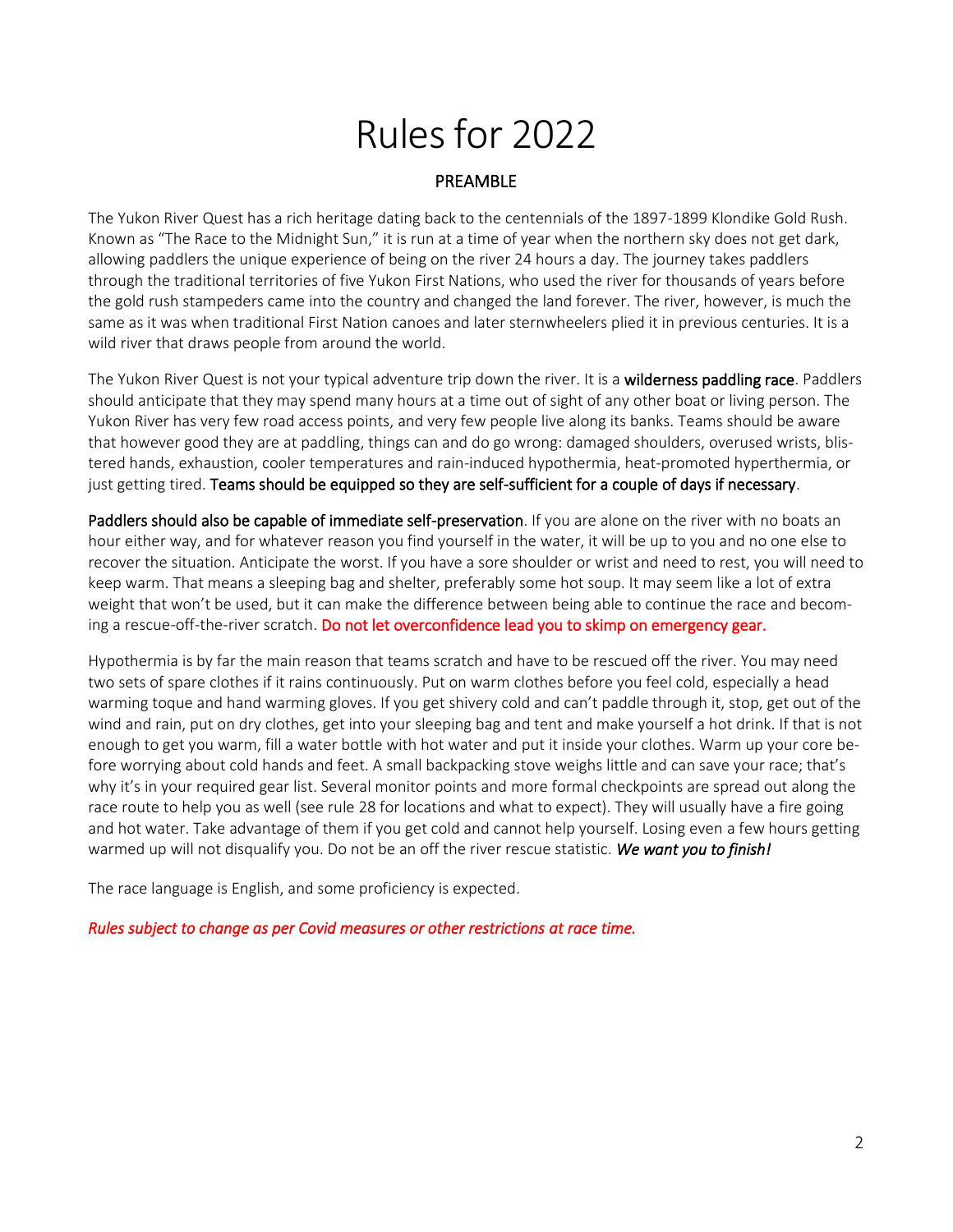# Rules for 2022

## PREAMBLE

The Yukon River Quest has a rich heritage dating back to the centennials of the 1897-1899 Klondike Gold Rush. Known as "The Race to the Midnight Sun," it is run at a time of year when the northern sky does not get dark, allowing paddlers the unique experience of being on the river 24 hours a day. The journey takes paddlers through the traditional territories of five Yukon First Nations, who used the river for thousands of years before the gold rush stampeders came into the country and changed the land forever. The river, however, is much the same as it was when traditional First Nation canoes and later sternwheelers plied it in previous centuries. It is a wild river that draws people from around the world.

The Yukon River Quest is not your typical adventure trip down the river. It is a **wilderness paddling race**. Paddlers should anticipate that they may spend many hours at a time out of sight of any other boat or living person. The Yukon River has very few road access points, and very few people live along its banks. Teams should be aware that however good they are at paddling, things can and do go wrong: damaged shoulders, overused wrists, blistered hands, exhaustion, cooler temperatures and rain-induced hypothermia, heat-promoted hyperthermia, or just getting tired. **Teams should be equipped so they are self-sufficient for a couple of days if necessary**.

**Paddlers should also be capable of immediate self-preservation**. If you are alone on the river with no boats an hour either way, and for whatever reason you find yourself in the water, it will be up to you and no one else to recover the situation. Anticipate the worst. If you have a sore shoulder or wrist and need to rest, you will need to keep warm. That means a sleeping bag and shelter, preferably some hot soup. It may seem like a lot of extra weight that won't be used, but it can make the difference between being able to continue the race and becoming a rescue-off-the-river scratch. Do not let overconfidence lead you to skimp on emergency gear.

Hypothermia is by far the main reason that teams scratch and have to be rescued off the river. You may need two sets of spare clothes if it rains continuously. Put on warm clothes before you feel cold, especially a head warming toque and hand warming gloves. If you get shivery cold and can't paddle through it, stop, get out of the wind and rain, put on dry clothes, get into your sleeping bag and tent and make yourself a hot drink. If that is not enough to get you warm, fill a water bottle with hot water and put it inside your clothes. Warm up your core before worrying about cold hands and feet. A small backpacking stove weighs little and can save your race; that's why it's in your required gear list. Several monitor points and more formal checkpoints are spread out along the race route to help you as well (see rule 28 for locations and what to expect). They will usually have a fire going and hot water. Take advantage of them if you get cold and cannot help yourself. Losing even a few hours getting warmed up will not disqualify you. Do not be an off the river rescue statistic. ***We want you to finish!***

The race language is English, and some proficiency is expected.

*Rules subject to change as per Covid measures or other restrictions at race time.*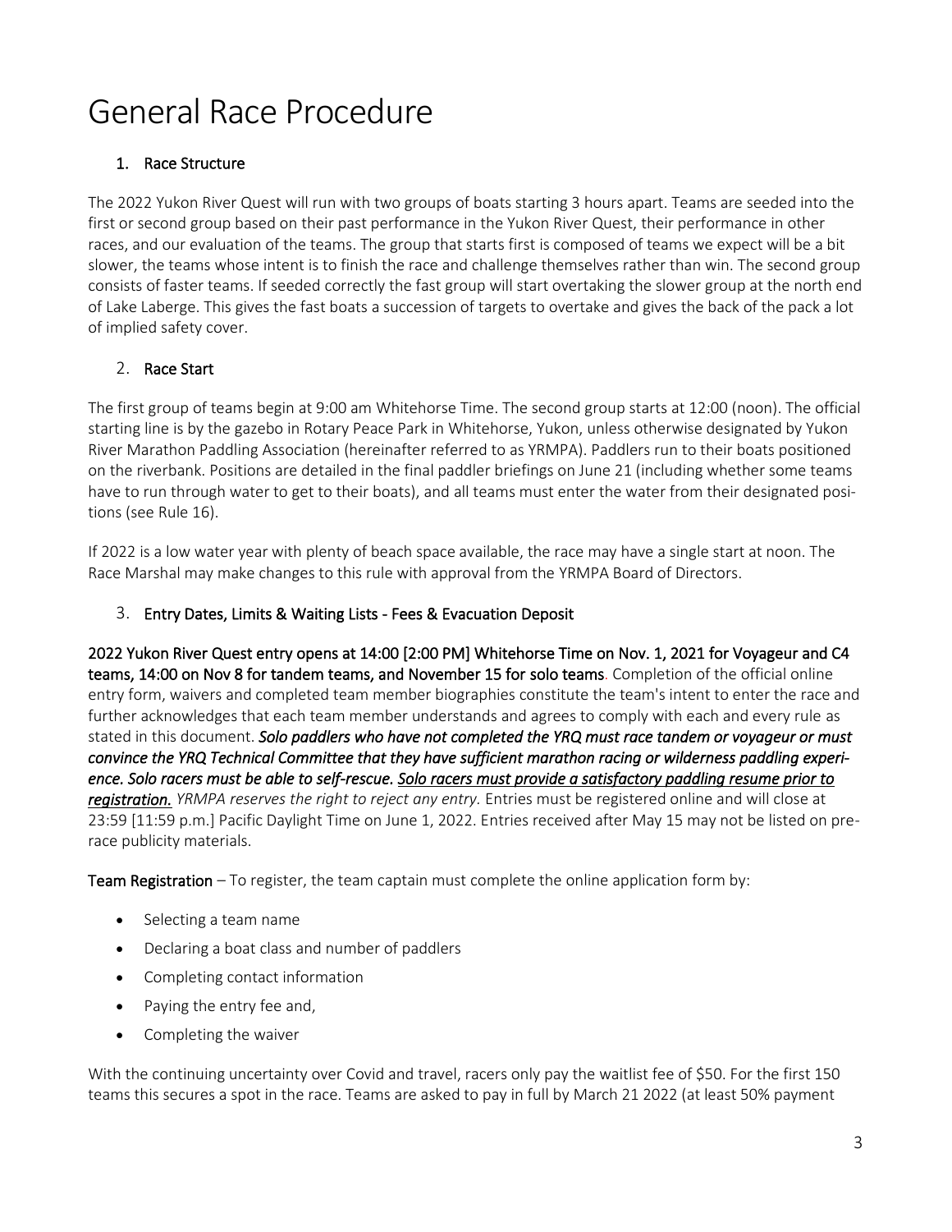# General Race Procedure

## 1. Race Structure

The 2022 Yukon River Quest will run with two groups of boats starting 3 hours apart. Teams are seeded into the first or second group based on their past performance in the Yukon River Quest, their performance in other races, and our evaluation of the teams. The group that starts first is composed of teams we expect will be a bit slower, the teams whose intent is to finish the race and challenge themselves rather than win. The second group consists of faster teams. If seeded correctly the fast group will start overtaking the slower group at the north end of Lake Laberge. This gives the fast boats a succession of targets to overtake and gives the back of the pack a lot of implied safety cover.

## 2. Race Start

The first group of teams begin at 9:00 am Whitehorse Time. The second group starts at 12:00 (noon). The official starting line is by the gazebo in Rotary Peace Park in Whitehorse, Yukon, unless otherwise designated by Yukon River Marathon Paddling Association (hereinafter referred to as YRMPA). Paddlers run to their boats positioned on the riverbank. Positions are detailed in the final paddler briefings on June 21 (including whether some teams have to run through water to get to their boats), and all teams must enter the water from their designated positions (see Rule 16).

If 2022 is a low water year with plenty of beach space available, the race may have a single start at noon. The Race Marshal may make changes to this rule with approval from the YRMPA Board of Directors.

## 3. Entry Dates, Limits & Waiting Lists - Fees & Evacuation Deposit

**2022 Yukon River Quest entry opens at 14:00 [2:00 PM] Whitehorse Time on Nov. 1, 2021 for Voyageur and C4 teams, 14:00 on Nov 8 for tandem teams, and November 15 for solo teams.** Completion of the official online entry form, waivers and completed team member biographies constitute the team's intent to enter the race and further acknowledges that each team member understands and agrees to comply with each and every rule as stated in this document. ***Solo paddlers who have not completed the YRQ must race tandem or voyageur or must convince the YRQ Technical Committee that they have sufficient marathon racing or wilderness paddling experience. Solo racers must be able to self-rescue. <u>Solo racers must provide a satisfactory paddling resume prior to registration.</u>*** *YRMPA reserves the right to reject any entry.* Entries must be registered online and will close at 23:59 [11:59 p.m.] Pacific Daylight Time on June 1, 2022. Entries received after May 15 may not be listed on pre-race publicity materials.

**Team Registration** – To register, the team captain must complete the online application form by:

- Selecting a team name
- Declaring a boat class and number of paddlers
- Completing contact information
- Paying the entry fee and,
- Completing the waiver

With the continuing uncertainty over Covid and travel, racers only pay the waitlist fee of $50. For the first 150 teams this secures a spot in the race. Teams are asked to pay in full by March 21 2022 (at least 50% payment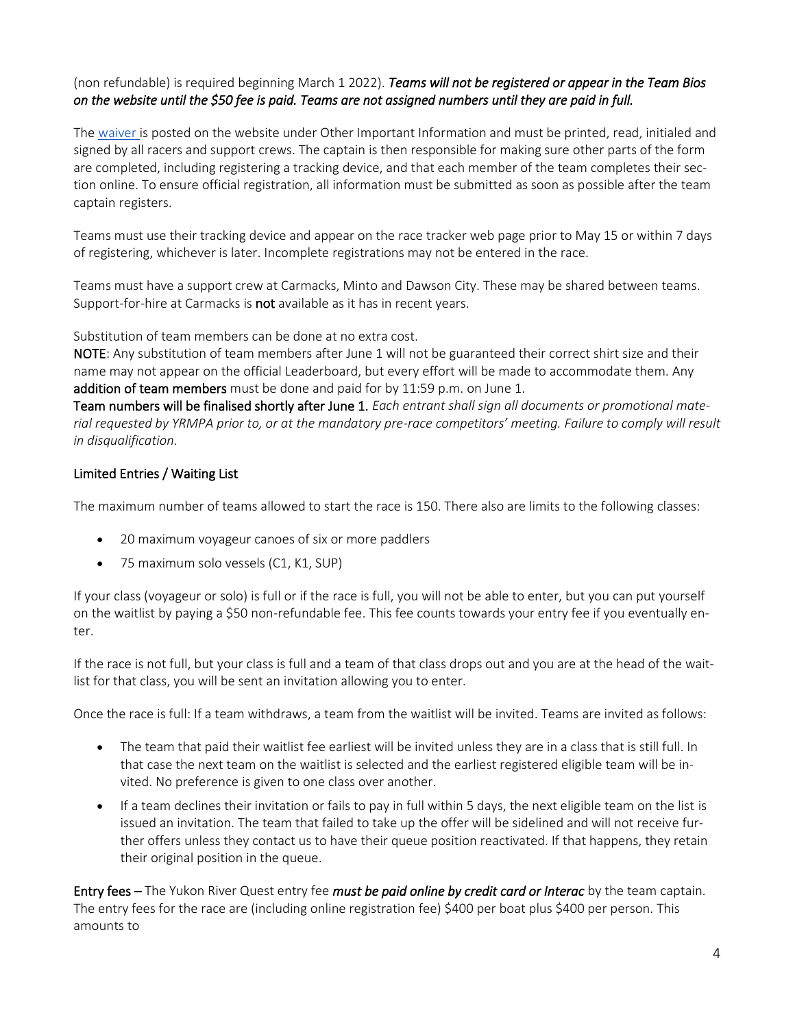(non refundable) is required beginning March 1 2022). ***Teams will not be registered or appear in the Team Bios on the website until the $50 fee is paid. Teams are not assigned numbers until they are paid in full.***

The [waiver](waiver) is posted on the website under Other Important Information and must be printed, read, initialed and signed by all racers and support crews. The captain is then responsible for making sure other parts of the form are completed, including registering a tracking device, and that each member of the team completes their section online. To ensure official registration, all information must be submitted as soon as possible after the team captain registers.

Teams must use their tracking device and appear on the race tracker web page prior to May 15 or within 7 days of registering, whichever is later. Incomplete registrations may not be entered in the race.

Teams must have a support crew at Carmacks, Minto and Dawson City. These may be shared between teams. Support-for-hire at Carmacks is **not** available as it has in recent years.

Substitution of team members can be done at no extra cost.

**NOTE**: Any substitution of team members after June 1 will not be guaranteed their correct shirt size and their name may not appear on the official Leaderboard, but every effort will be made to accommodate them. Any **addition of team members** must be done and paid for by 11:59 p.m. on June 1.

**Team numbers will be finalised shortly after June 1.** *Each entrant shall sign all documents or promotional material requested by YRMPA prior to, or at the mandatory pre-race competitors' meeting. Failure to comply will result in disqualification.*

## Limited Entries / Waiting List

The maximum number of teams allowed to start the race is 150. There also are limits to the following classes:

- 20 maximum voyageur canoes of six or more paddlers
- 75 maximum solo vessels (C1, K1, SUP)

If your class (voyageur or solo) is full or if the race is full, you will not be able to enter, but you can put yourself on the waitlist by paying a $50 non-refundable fee. This fee counts towards your entry fee if you eventually enter.

If the race is not full, but your class is full and a team of that class drops out and you are at the head of the waitlist for that class, you will be sent an invitation allowing you to enter.

Once the race is full: If a team withdraws, a team from the waitlist will be invited. Teams are invited as follows:

- The team that paid their waitlist fee earliest will be invited unless they are in a class that is still full. In that case the next team on the waitlist is selected and the earliest registered eligible team will be invited. No preference is given to one class over another.
- If a team declines their invitation or fails to pay in full within 5 days, the next eligible team on the list is issued an invitation. The team that failed to take up the offer will be sidelined and will not receive further offers unless they contact us to have their queue position reactivated. If that happens, they retain their original position in the queue.

**Entry fees** – The Yukon River Quest entry fee ***must be paid online by credit card or Interac*** by the team captain. The entry fees for the race are (including online registration fee) $400 per boat plus $400 per person. This amounts to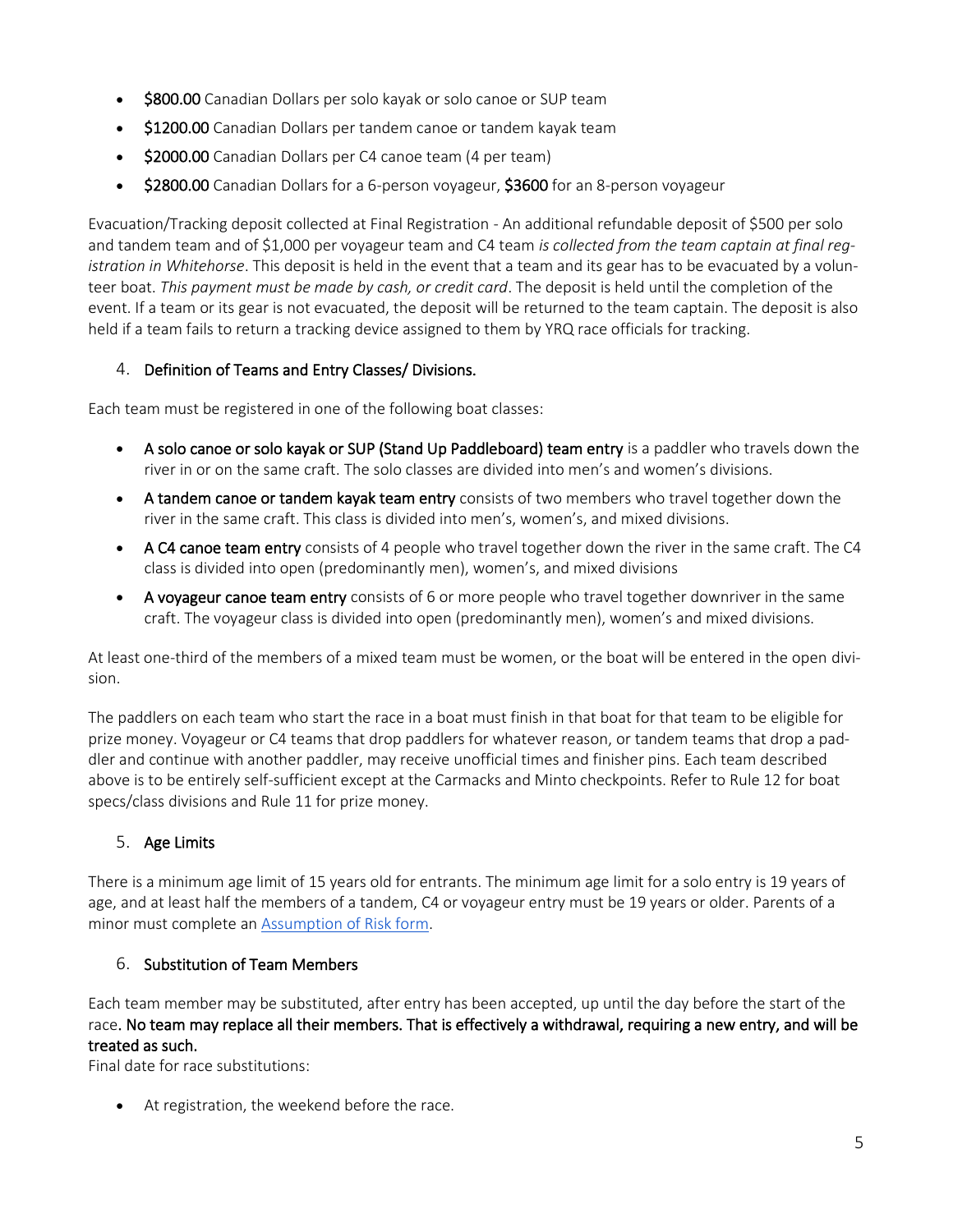- **$800.00** Canadian Dollars per solo kayak or solo canoe or SUP team
- **$1200.00** Canadian Dollars per tandem canoe or tandem kayak team
- **$2000.00** Canadian Dollars per C4 canoe team (4 per team)
- **$2800.00** Canadian Dollars for a 6-person voyageur, **$3600** for an 8-person voyageur

Evacuation/Tracking deposit collected at Final Registration - An additional refundable deposit of $500 per solo and tandem team and of $1,000 per voyageur team and C4 team *is collected from the team captain at final registration in Whitehorse*. This deposit is held in the event that a team and its gear has to be evacuated by a volunteer boat. *This payment must be made by cash, or credit card*. The deposit is held until the completion of the event. If a team or its gear is not evacuated, the deposit will be returned to the team captain. The deposit is also held if a team fails to return a tracking device assigned to them by YRQ race officials for tracking.

## 4. Definition of Teams and Entry Classes/ Divisions.

Each team must be registered in one of the following boat classes:

- **A solo canoe or solo kayak or SUP (Stand Up Paddleboard) team entry** is a paddler who travels down the river in or on the same craft. The solo classes are divided into men's and women's divisions.
- **A tandem canoe or tandem kayak team entry** consists of two members who travel together down the river in the same craft. This class is divided into men's, women's, and mixed divisions.
- **A C4 canoe team entry** consists of 4 people who travel together down the river in the same craft. The C4 class is divided into open (predominantly men), women's, and mixed divisions
- **A voyageur canoe team entry** consists of 6 or more people who travel together downriver in the same craft. The voyageur class is divided into open (predominantly men), women's and mixed divisions.

At least one-third of the members of a mixed team must be women, or the boat will be entered in the open division.

The paddlers on each team who start the race in a boat must finish in that boat for that team to be eligible for prize money. Voyageur or C4 teams that drop paddlers for whatever reason, or tandem teams that drop a paddler and continue with another paddler, may receive unofficial times and finisher pins. Each team described above is to be entirely self-sufficient except at the Carmacks and Minto checkpoints. Refer to Rule 12 for boat specs/class divisions and Rule 11 for prize money.

## 5. Age Limits

There is a minimum age limit of 15 years old for entrants. The minimum age limit for a solo entry is 19 years of age, and at least half the members of a tandem, C4 or voyageur entry must be 19 years or older. Parents of a minor must complete an Assumption of Risk form.

## 6. Substitution of Team Members

Each team member may be substituted, after entry has been accepted, up until the day before the start of the race. **No team may replace all their members. That is effectively a withdrawal, requiring a new entry, and will be treated as such.**

Final date for race substitutions:

- At registration, the weekend before the race.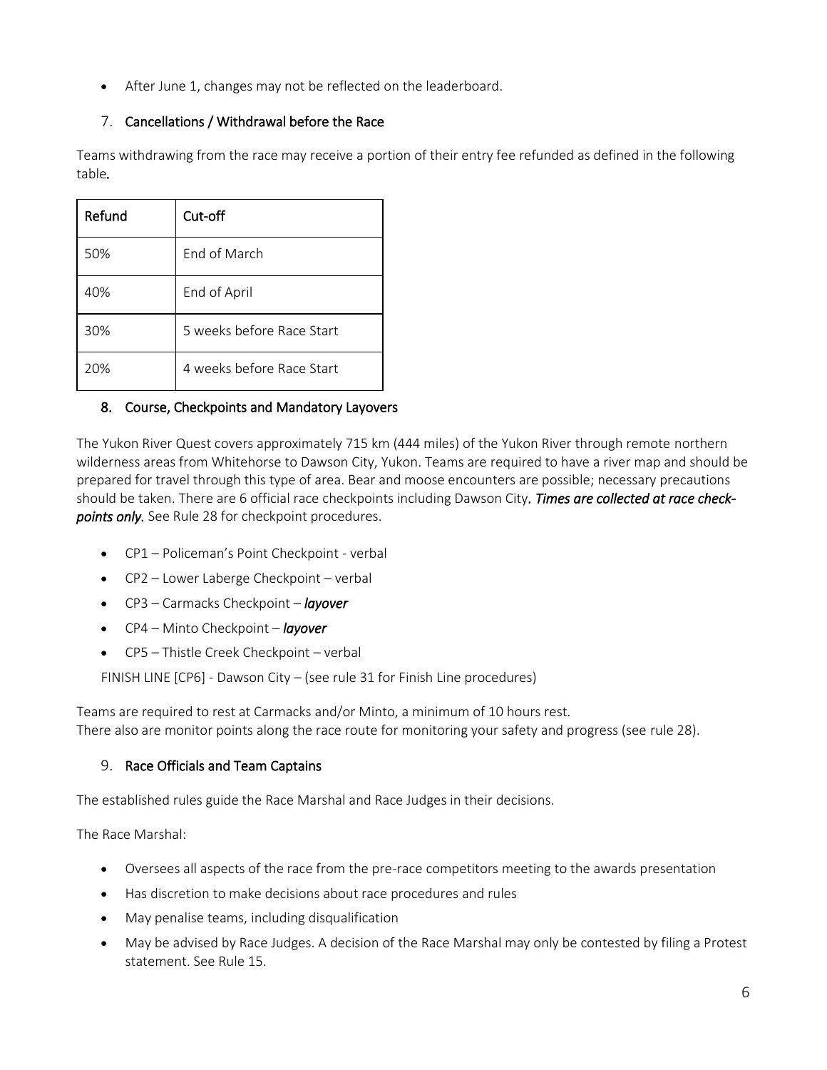- After June 1, changes may not be reflected on the leaderboard.

## 7. Cancellations / Withdrawal before the Race

Teams withdrawing from the race may receive a portion of their entry fee refunded as defined in the following table*.*

| Refund | Cut-off |
|---|---|
| 50% | End of March |
| 40% | End of April |
| 30% | 5 weeks before Race Start |
| 20% | 4 weeks before Race Start |

## 8. Course, Checkpoints and Mandatory Layovers

The Yukon River Quest covers approximately 715 km (444 miles) of the Yukon River through remote northern wilderness areas from Whitehorse to Dawson City, Yukon. Teams are required to have a river map and should be prepared for travel through this type of area. Bear and moose encounters are possible; necessary precautions should be taken. There are 6 official race checkpoints including Dawson City*. **Times are collected at race check-points only.*** See Rule 28 for checkpoint procedures.

- CP1 – Policeman's Point Checkpoint - verbal
- CP2 – Lower Laberge Checkpoint – verbal
- CP3 – Carmacks Checkpoint – ***layover***
- CP4 – Minto Checkpoint – ***layover***
- CP5 – Thistle Creek Checkpoint – verbal

FINISH LINE [CP6] - Dawson City – (see rule 31 for Finish Line procedures)

Teams are required to rest at Carmacks and/or Minto, a minimum of 10 hours rest.
There also are monitor points along the race route for monitoring your safety and progress (see rule 28).

## 9. Race Officials and Team Captains

The established rules guide the Race Marshal and Race Judges in their decisions.

The Race Marshal:

- Oversees all aspects of the race from the pre-race competitors meeting to the awards presentation
- Has discretion to make decisions about race procedures and rules
- May penalise teams, including disqualification
- May be advised by Race Judges. A decision of the Race Marshal may only be contested by filing a Protest statement. See Rule 15.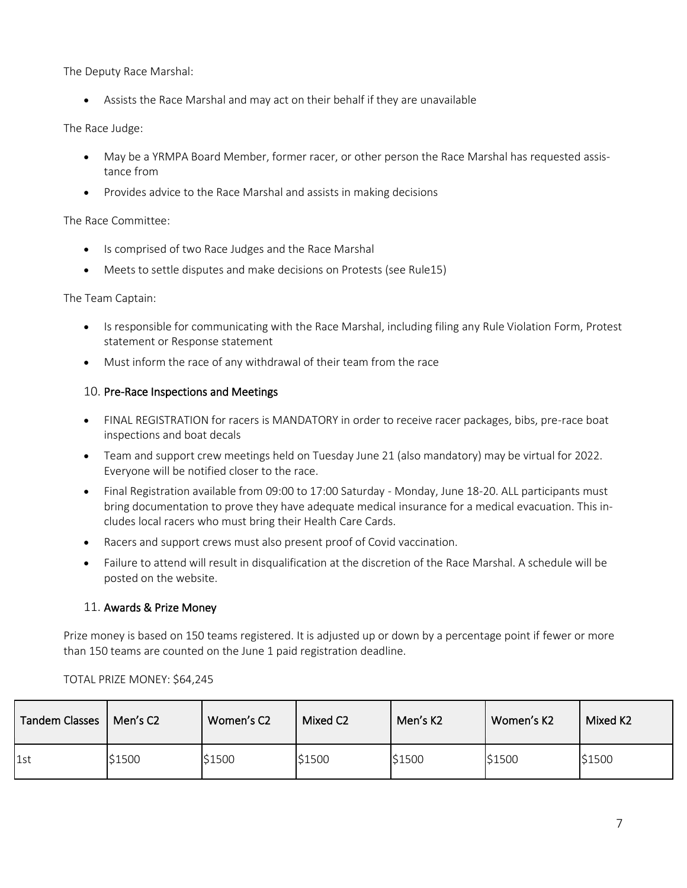The Deputy Race Marshal:

- Assists the Race Marshal and may act on their behalf if they are unavailable

The Race Judge:

- May be a YRMPA Board Member, former racer, or other person the Race Marshal has requested assistance from
- Provides advice to the Race Marshal and assists in making decisions

The Race Committee:

- Is comprised of two Race Judges and the Race Marshal
- Meets to settle disputes and make decisions on Protests (see Rule15)

The Team Captain:

- Is responsible for communicating with the Race Marshal, including filing any Rule Violation Form, Protest statement or Response statement
- Must inform the race of any withdrawal of their team from the race

## 10. Pre-Race Inspections and Meetings

- FINAL REGISTRATION for racers is MANDATORY in order to receive racer packages, bibs, pre-race boat inspections and boat decals
- Team and support crew meetings held on Tuesday June 21 (also mandatory) may be virtual for 2022. Everyone will be notified closer to the race.
- Final Registration available from 09:00 to 17:00 Saturday - Monday, June 18-20. ALL participants must bring documentation to prove they have adequate medical insurance for a medical evacuation. This includes local racers who must bring their Health Care Cards.
- Racers and support crews must also present proof of Covid vaccination.
- Failure to attend will result in disqualification at the discretion of the Race Marshal. A schedule will be posted on the website.

## 11. Awards & Prize Money

Prize money is based on 150 teams registered. It is adjusted up or down by a percentage point if fewer or more than 150 teams are counted on the June 1 paid registration deadline.

TOTAL PRIZE MONEY: $64,245

| Tandem Classes | Men's C2 | Women's C2 | Mixed C2 | Men's K2 | Women's K2 | Mixed K2 |
|---|---|---|---|---|---|---|
| 1st | $1500 | $1500 | $1500 | $1500 | $1500 | $1500 |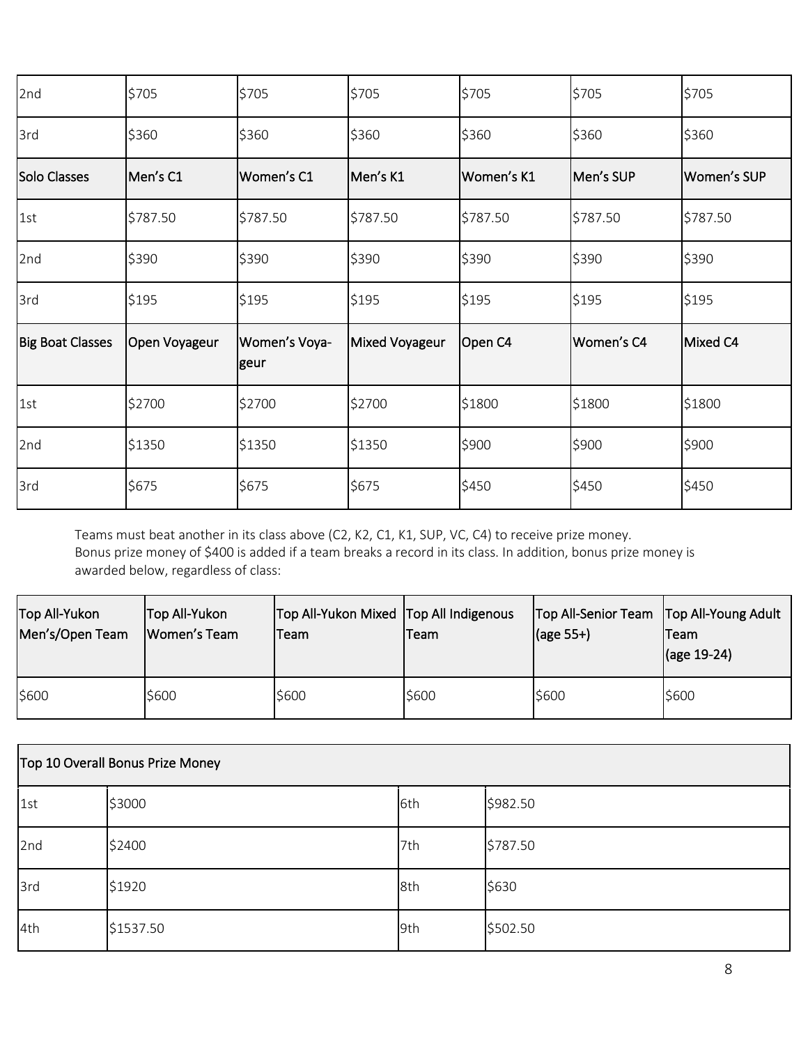| | | | | | | |
|---|---|---|---|---|---|---|
| 2nd | $705 | $705 | $705 | $705 | $705 | $705 |
| 3rd | $360 | $360 | $360 | $360 | $360 | $360 |
| Solo Classes | Men's C1 | Women's C1 | Men's K1 | Women's K1 | Men's SUP | Women's SUP |
| 1st | $787.50 | $787.50 | $787.50 | $787.50 | $787.50 | $787.50 |
| 2nd | $390 | $390 | $390 | $390 | $390 | $390 |
| 3rd | $195 | $195 | $195 | $195 | $195 | $195 |
| Big Boat Classes | Open Voyageur | Women's Voyageur | Mixed Voyageur | Open C4 | Women's C4 | Mixed C4 |
| 1st | $2700 | $2700 | $2700 | $1800 | $1800 | $1800 |
| 2nd | $1350 | $1350 | $1350 | $900 | $900 | $900 |
| 3rd | $675 | $675 | $675 | $450 | $450 | $450 |

Teams must beat another in its class above (C2, K2, C1, K1, SUP, VC, C4) to receive prize money.
Bonus prize money of $400 is added if a team breaks a record in its class. In addition, bonus prize money is awarded below, regardless of class:

| Top All-Yukon Men's/Open Team | Top All-Yukon Women's Team | Top All-Yukon Mixed Team | Top All Indigenous Team | Top All-Senior Team (age 55+) | Top All-Young Adult Team (age 19-24) |
|---|---|---|---|---|---|
| $600 | $600 | $600 | $600 | $600 | $600 |

| Top 10 Overall Bonus Prize Money | | | |
|---|---|---|---|
| 1st | $3000 | 6th | $982.50 |
| 2nd | $2400 | 7th | $787.50 |
| 3rd | $1920 | 8th | $630 |
| 4th | $1537.50 | 9th | $502.50 |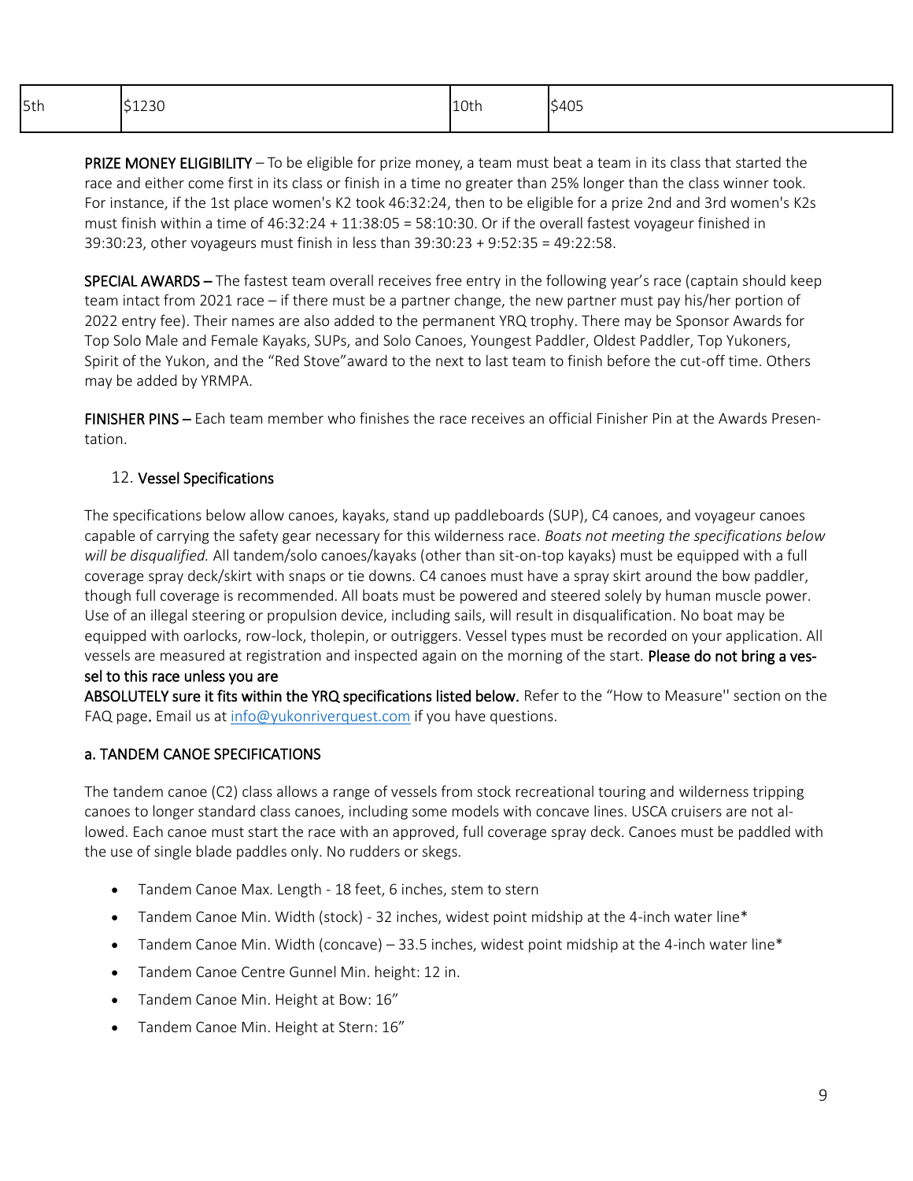| 5th | $1230 | 10th | $405 |
|---|---|---|---|

**PRIZE MONEY ELIGIBILITY** – To be eligible for prize money, a team must beat a team in its class that started the race and either come first in its class or finish in a time no greater than 25% longer than the class winner took. For instance, if the 1st place women's K2 took 46:32:24, then to be eligible for a prize 2nd and 3rd women's K2s must finish within a time of 46:32:24 + 11:38:05 = 58:10:30. Or if the overall fastest voyageur finished in 39:30:23, other voyageurs must finish in less than 39:30:23 + 9:52:35 = 49:22:58.

**SPECIAL AWARDS –** The fastest team overall receives free entry in the following year's race (captain should keep team intact from 2021 race – if there must be a partner change, the new partner must pay his/her portion of 2022 entry fee). Their names are also added to the permanent YRQ trophy. There may be Sponsor Awards for Top Solo Male and Female Kayaks, SUPs, and Solo Canoes, Youngest Paddler, Oldest Paddler, Top Yukoners, Spirit of the Yukon, and the "Red Stove"award to the next to last team to finish before the cut-off time. Others may be added by YRMPA.

**FINISHER PINS –** Each team member who finishes the race receives an official Finisher Pin at the Awards Presentation.

## 12. Vessel Specifications

The specifications below allow canoes, kayaks, stand up paddleboards (SUP), C4 canoes, and voyageur canoes capable of carrying the safety gear necessary for this wilderness race. *Boats not meeting the specifications below will be disqualified.* All tandem/solo canoes/kayaks (other than sit-on-top kayaks) must be equipped with a full coverage spray deck/skirt with snaps or tie downs. C4 canoes must have a spray skirt around the bow paddler, though full coverage is recommended. All boats must be powered and steered solely by human muscle power. Use of an illegal steering or propulsion device, including sails, will result in disqualification. No boat may be equipped with oarlocks, row-lock, tholepin, or outriggers. Vessel types must be recorded on your application. All vessels are measured at registration and inspected again on the morning of the start. **Please do not bring a vessel to this race unless you are ABSOLUTELY sure it fits within the YRQ specifications listed below.** Refer to the "How to Measure'' section on the FAQ page. Email us at info@yukonriverquest.com if you have questions.

### a. TANDEM CANOE SPECIFICATIONS

The tandem canoe (C2) class allows a range of vessels from stock recreational touring and wilderness tripping canoes to longer standard class canoes, including some models with concave lines. USCA cruisers are not allowed. Each canoe must start the race with an approved, full coverage spray deck. Canoes must be paddled with the use of single blade paddles only. No rudders or skegs.

- Tandem Canoe Max. Length - 18 feet, 6 inches, stem to stern
- Tandem Canoe Min. Width (stock) - 32 inches, widest point midship at the 4-inch water line*
- Tandem Canoe Min. Width (concave) – 33.5 inches, widest point midship at the 4-inch water line*
- Tandem Canoe Centre Gunnel Min. height: 12 in.
- Tandem Canoe Min. Height at Bow: 16"
- Tandem Canoe Min. Height at Stern: 16"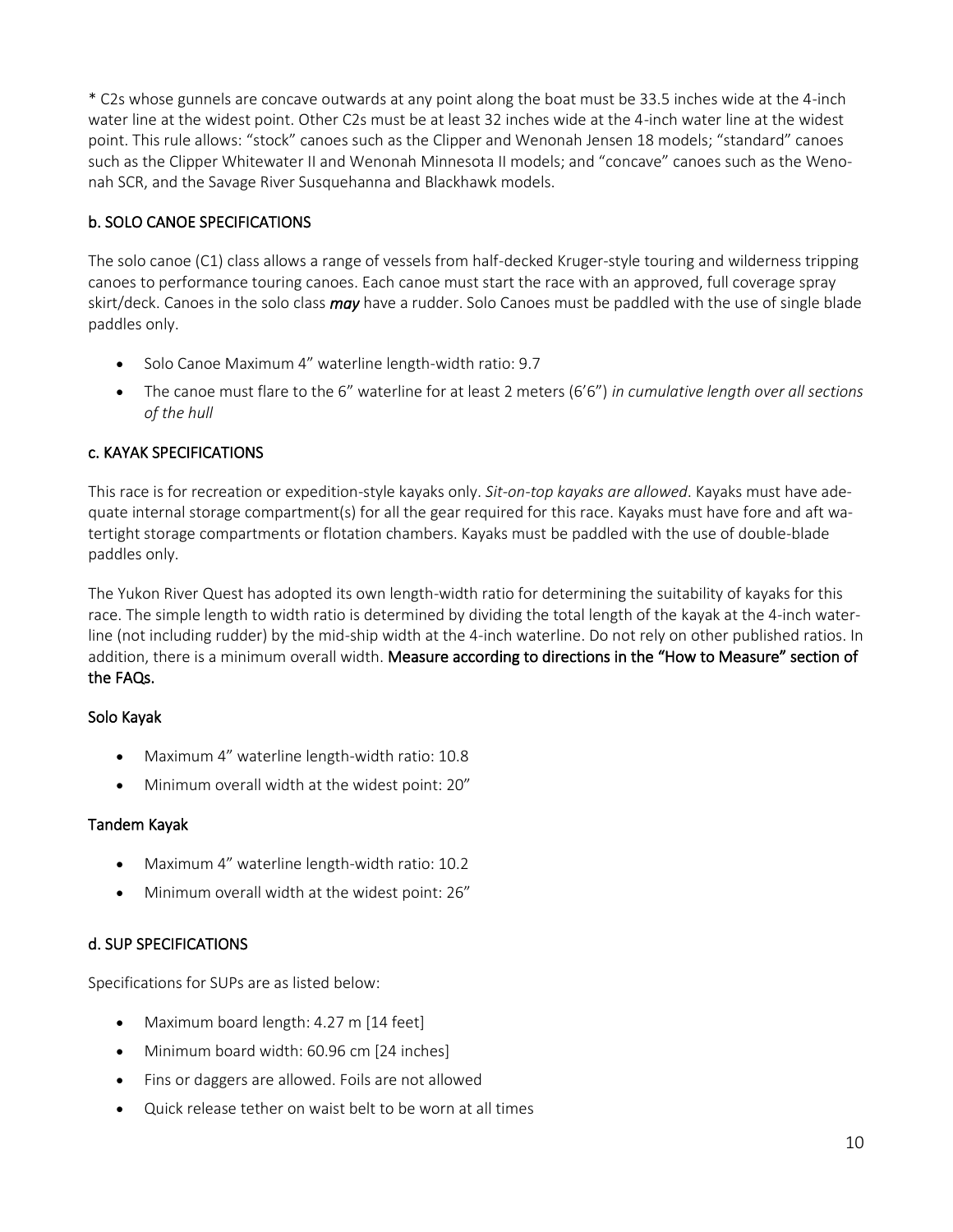* C2s whose gunnels are concave outwards at any point along the boat must be 33.5 inches wide at the 4-inch water line at the widest point. Other C2s must be at least 32 inches wide at the 4-inch water line at the widest point. This rule allows: “stock” canoes such as the Clipper and Wenonah Jensen 18 models; “standard” canoes such as the Clipper Whitewater II and Wenonah Minnesota II models; and “concave” canoes such as the Wenonah SCR, and the Savage River Susquehanna and Blackhawk models.

### b. SOLO CANOE SPECIFICATIONS

The solo canoe (C1) class allows a range of vessels from half-decked Kruger-style touring and wilderness tripping canoes to performance touring canoes. Each canoe must start the race with an approved, full coverage spray skirt/deck. Canoes in the solo class ***may*** have a rudder. Solo Canoes must be paddled with the use of single blade paddles only.

- Solo Canoe Maximum 4” waterline length-width ratio: 9.7
- The canoe must flare to the 6” waterline for at least 2 meters (6’6”) *in cumulative length over all sections of the hull*

### c. KAYAK SPECIFICATIONS

This race is for recreation or expedition-style kayaks only. *Sit-on-top kayaks are allowed*. Kayaks must have adequate internal storage compartment(s) for all the gear required for this race. Kayaks must have fore and aft watertight storage compartments or flotation chambers. Kayaks must be paddled with the use of double-blade paddles only.

The Yukon River Quest has adopted its own length-width ratio for determining the suitability of kayaks for this race. The simple length to width ratio is determined by dividing the total length of the kayak at the 4-inch waterline (not including rudder) by the mid-ship width at the 4-inch waterline. Do not rely on other published ratios. In addition, there is a minimum overall width. **Measure according to directions in the “How to Measure” section of the FAQs.**

#### Solo Kayak

- Maximum 4” waterline length-width ratio: 10.8
- Minimum overall width at the widest point: 20”

#### Tandem Kayak

- Maximum 4” waterline length-width ratio: 10.2
- Minimum overall width at the widest point: 26”

### d. SUP SPECIFICATIONS

Specifications for SUPs are as listed below:

- Maximum board length: 4.27 m [14 feet]
- Minimum board width: 60.96 cm [24 inches]
- Fins or daggers are allowed. Foils are not allowed
- Quick release tether on waist belt to be worn at all times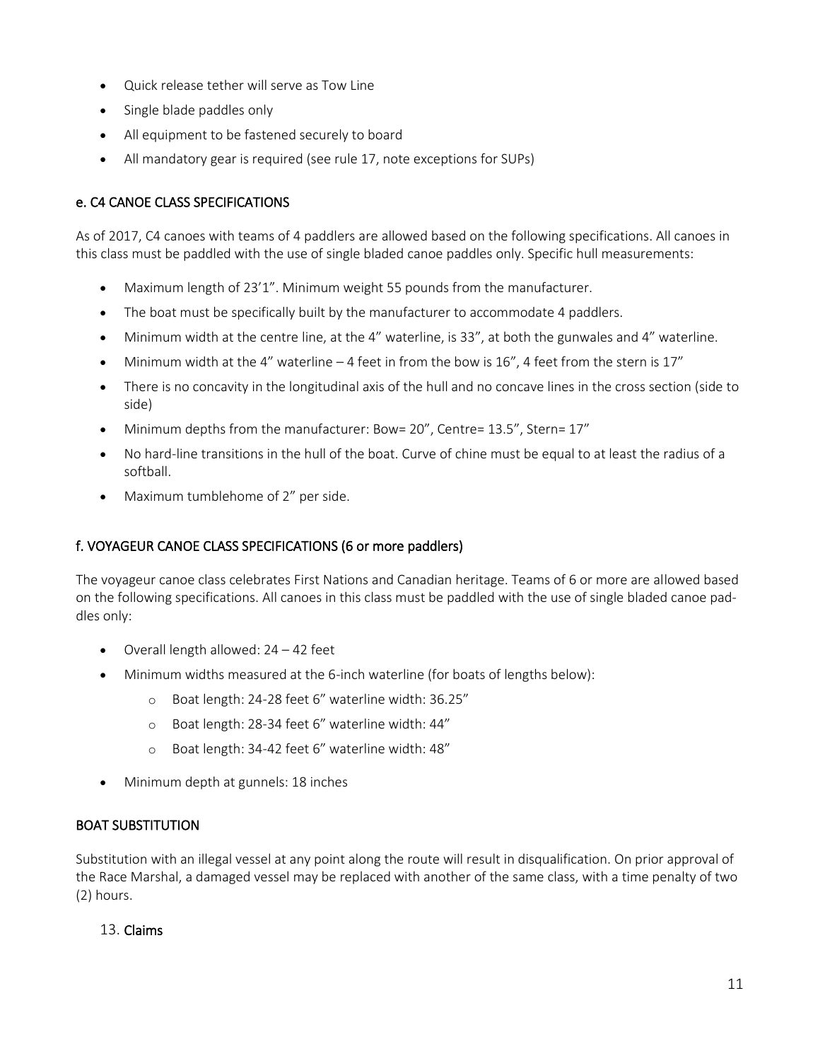- Quick release tether will serve as Tow Line
- Single blade paddles only
- All equipment to be fastened securely to board
- All mandatory gear is required (see rule 17, note exceptions for SUPs)

### e. C4 CANOE CLASS SPECIFICATIONS

As of 2017, C4 canoes with teams of 4 paddlers are allowed based on the following specifications. All canoes in this class must be paddled with the use of single bladed canoe paddles only. Specific hull measurements:

- Maximum length of 23'1". Minimum weight 55 pounds from the manufacturer.
- The boat must be specifically built by the manufacturer to accommodate 4 paddlers.
- Minimum width at the centre line, at the 4" waterline, is 33", at both the gunwales and 4" waterline.
- Minimum width at the 4" waterline – 4 feet in from the bow is 16", 4 feet from the stern is 17"
- There is no concavity in the longitudinal axis of the hull and no concave lines in the cross section (side to side)
- Minimum depths from the manufacturer: Bow= 20", Centre= 13.5", Stern= 17"
- No hard-line transitions in the hull of the boat. Curve of chine must be equal to at least the radius of a softball.
- Maximum tumblehome of 2" per side.

### f. VOYAGEUR CANOE CLASS SPECIFICATIONS (6 or more paddlers)

The voyageur canoe class celebrates First Nations and Canadian heritage. Teams of 6 or more are allowed based on the following specifications. All canoes in this class must be paddled with the use of single bladed canoe paddles only:

- Overall length allowed: 24 – 42 feet
- Minimum widths measured at the 6-inch waterline (for boats of lengths below):
  - Boat length: 24-28 feet 6" waterline width: 36.25"
  - Boat length: 28-34 feet 6" waterline width: 44"
  - Boat length: 34-42 feet 6" waterline width: 48"
- Minimum depth at gunnels: 18 inches

### BOAT SUBSTITUTION

Substitution with an illegal vessel at any point along the route will result in disqualification. On prior approval of the Race Marshal, a damaged vessel may be replaced with another of the same class, with a time penalty of two (2) hours.

## 13. Claims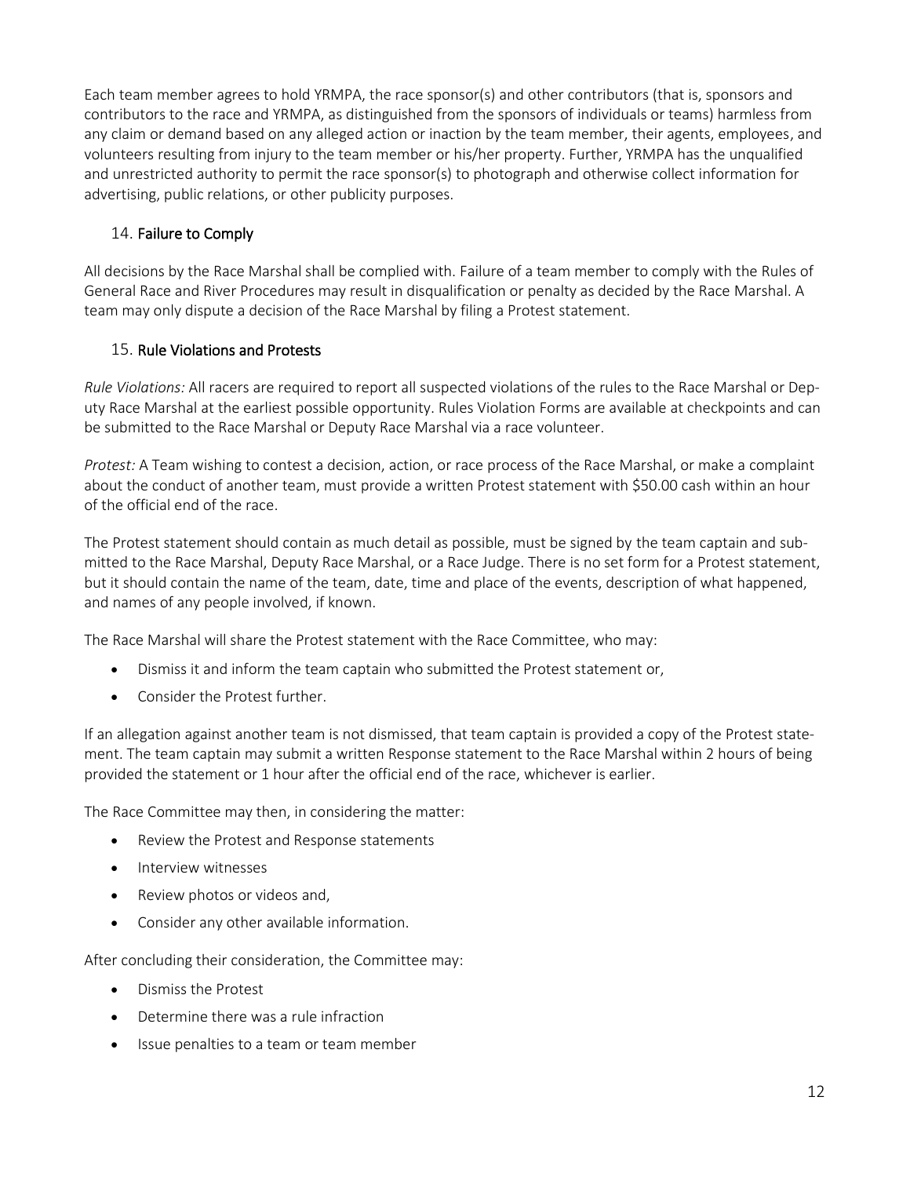Each team member agrees to hold YRMPA, the race sponsor(s) and other contributors (that is, sponsors and contributors to the race and YRMPA, as distinguished from the sponsors of individuals or teams) harmless from any claim or demand based on any alleged action or inaction by the team member, their agents, employees, and volunteers resulting from injury to the team member or his/her property. Further, YRMPA has the unqualified and unrestricted authority to permit the race sponsor(s) to photograph and otherwise collect information for advertising, public relations, or other publicity purposes.

## 14. Failure to Comply

All decisions by the Race Marshal shall be complied with. Failure of a team member to comply with the Rules of General Race and River Procedures may result in disqualification or penalty as decided by the Race Marshal. A team may only dispute a decision of the Race Marshal by filing a Protest statement.

## 15. Rule Violations and Protests

*Rule Violations:* All racers are required to report all suspected violations of the rules to the Race Marshal or Deputy Race Marshal at the earliest possible opportunity. Rules Violation Forms are available at checkpoints and can be submitted to the Race Marshal or Deputy Race Marshal via a race volunteer.

*Protest:* A Team wishing to contest a decision, action, or race process of the Race Marshal, or make a complaint about the conduct of another team, must provide a written Protest statement with $50.00 cash within an hour of the official end of the race.

The Protest statement should contain as much detail as possible, must be signed by the team captain and submitted to the Race Marshal, Deputy Race Marshal, or a Race Judge. There is no set form for a Protest statement, but it should contain the name of the team, date, time and place of the events, description of what happened, and names of any people involved, if known.

The Race Marshal will share the Protest statement with the Race Committee, who may:

- Dismiss it and inform the team captain who submitted the Protest statement or,
- Consider the Protest further.

If an allegation against another team is not dismissed, that team captain is provided a copy of the Protest statement. The team captain may submit a written Response statement to the Race Marshal within 2 hours of being provided the statement or 1 hour after the official end of the race, whichever is earlier.

The Race Committee may then, in considering the matter:

- Review the Protest and Response statements
- Interview witnesses
- Review photos or videos and,
- Consider any other available information.

After concluding their consideration, the Committee may:

- Dismiss the Protest
- Determine there was a rule infraction
- Issue penalties to a team or team member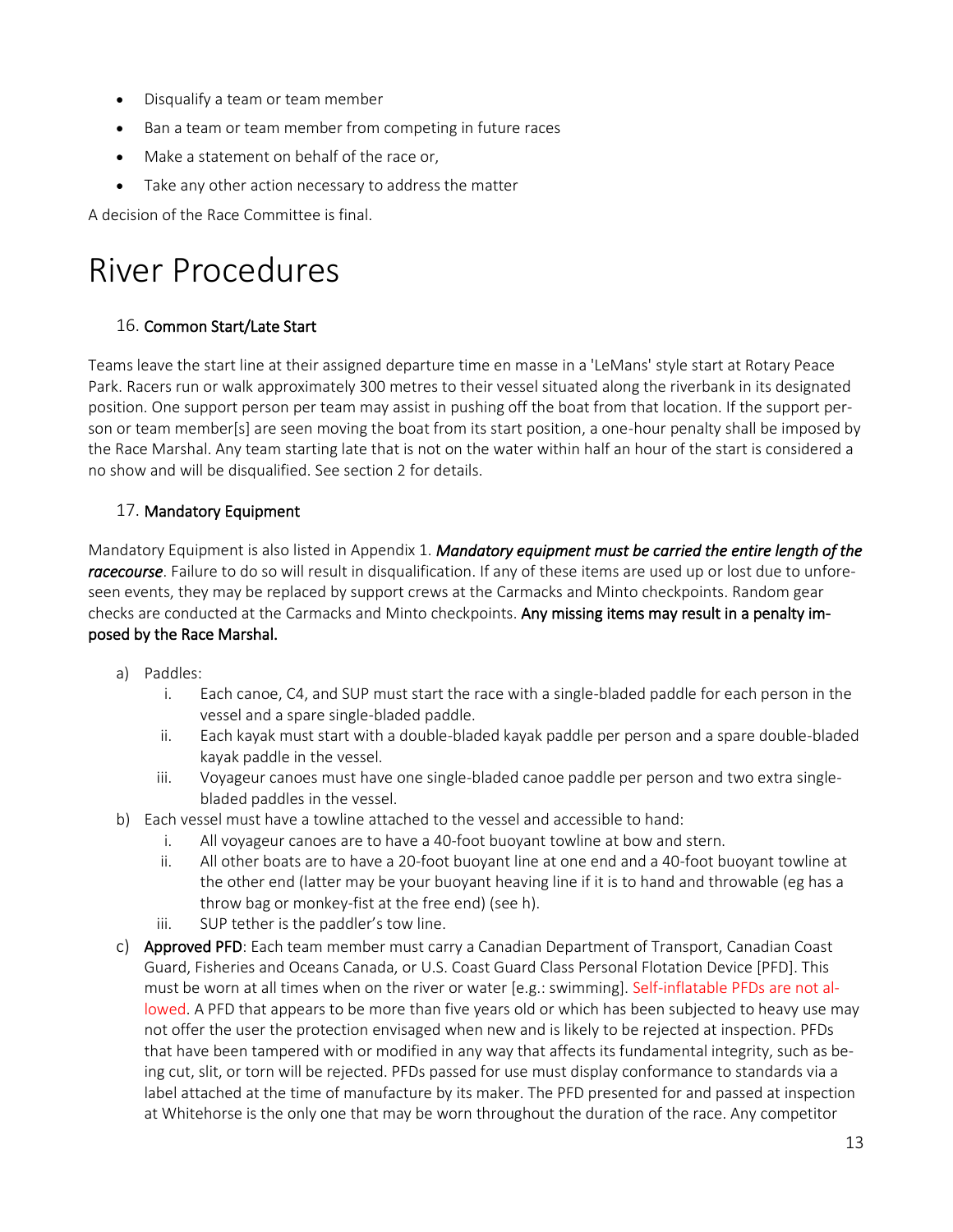- Disqualify a team or team member
- Ban a team or team member from competing in future races
- Make a statement on behalf of the race or,
- Take any other action necessary to address the matter

A decision of the Race Committee is final.

# River Procedures

### 16. Common Start/Late Start

Teams leave the start line at their assigned departure time en masse in a 'LeMans' style start at Rotary Peace Park. Racers run or walk approximately 300 metres to their vessel situated along the riverbank in its designated position. One support person per team may assist in pushing off the boat from that location. If the support person or team member[s] are seen moving the boat from its start position, a one-hour penalty shall be imposed by the Race Marshal. Any team starting late that is not on the water within half an hour of the start is considered a no show and will be disqualified. See section 2 for details.

### 17. Mandatory Equipment

Mandatory Equipment is also listed in Appendix 1. ***Mandatory equipment must be carried the entire length of the racecourse***. Failure to do so will result in disqualification. If any of these items are used up or lost due to unforeseen events, they may be replaced by support crews at the Carmacks and Minto checkpoints. Random gear checks are conducted at the Carmacks and Minto checkpoints. **Any missing items may result in a penalty imposed by the Race Marshal.**

a) Paddles:
   i. Each canoe, C4, and SUP must start the race with a single-bladed paddle for each person in the vessel and a spare single-bladed paddle.
   ii. Each kayak must start with a double-bladed kayak paddle per person and a spare double-bladed kayak paddle in the vessel.
   iii. Voyageur canoes must have one single-bladed canoe paddle per person and two extra single-bladed paddles in the vessel.

b) Each vessel must have a towline attached to the vessel and accessible to hand:
   i. All voyageur canoes are to have a 40-foot buoyant towline at bow and stern.
   ii. All other boats are to have a 20-foot buoyant line at one end and a 40-foot buoyant towline at the other end (latter may be your buoyant heaving line if it is to hand and throwable (eg has a throw bag or monkey-fist at the free end) (see h).
   iii. SUP tether is the paddler's tow line.

c) **Approved PFD**: Each team member must carry a Canadian Department of Transport, Canadian Coast Guard, Fisheries and Oceans Canada, or U.S. Coast Guard Class Personal Flotation Device [PFD]. This must be worn at all times when on the river or water [e.g.: swimming]. Self-inflatable PFDs are not allowed. A PFD that appears to be more than five years old or which has been subjected to heavy use may not offer the user the protection envisaged when new and is likely to be rejected at inspection. PFDs that have been tampered with or modified in any way that affects its fundamental integrity, such as being cut, slit, or torn will be rejected. PFDs passed for use must display conformance to standards via a label attached at the time of manufacture by its maker. The PFD presented for and passed at inspection at Whitehorse is the only one that may be worn throughout the duration of the race. Any competitor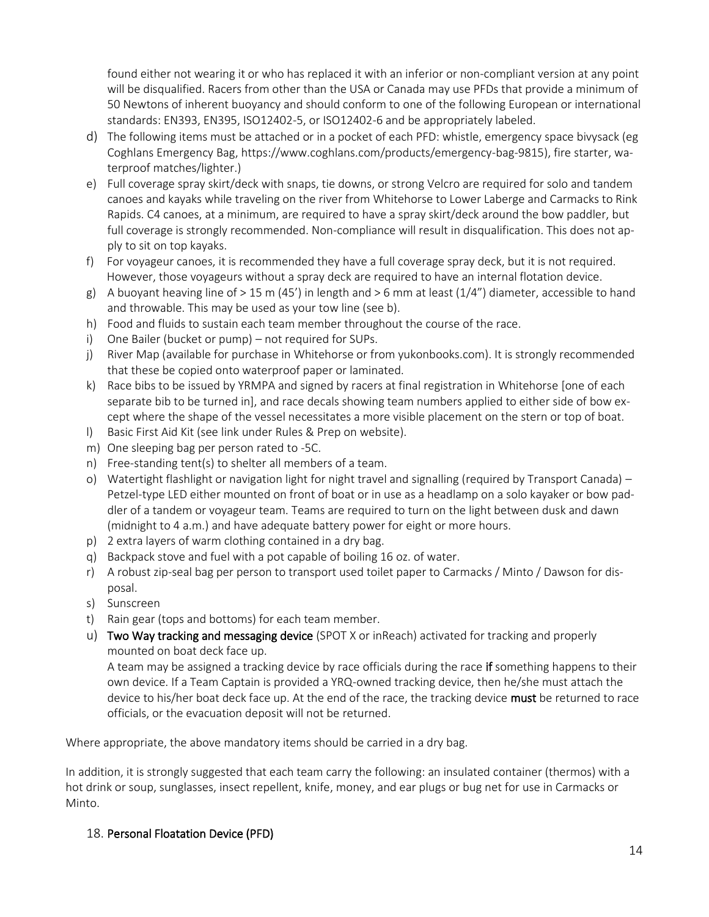found either not wearing it or who has replaced it with an inferior or non-compliant version at any point will be disqualified. Racers from other than the USA or Canada may use PFDs that provide a minimum of 50 Newtons of inherent buoyancy and should conform to one of the following European or international standards: EN393, EN395, ISO12402-5, or ISO12402-6 and be appropriately labeled.

d) The following items must be attached or in a pocket of each PFD: whistle, emergency space bivysack (eg Coghlans Emergency Bag, https://www.coghlans.com/products/emergency-bag-9815), fire starter, waterproof matches/lighter.)

e) Full coverage spray skirt/deck with snaps, tie downs, or strong Velcro are required for solo and tandem canoes and kayaks while traveling on the river from Whitehorse to Lower Laberge and Carmacks to Rink Rapids. C4 canoes, at a minimum, are required to have a spray skirt/deck around the bow paddler, but full coverage is strongly recommended. Non-compliance will result in disqualification. This does not apply to sit on top kayaks.

f) For voyageur canoes, it is recommended they have a full coverage spray deck, but it is not required. However, those voyageurs without a spray deck are required to have an internal flotation device.

g) A buoyant heaving line of > 15 m (45') in length and > 6 mm at least (1/4") diameter, accessible to hand and throwable. This may be used as your tow line (see b).

h) Food and fluids to sustain each team member throughout the course of the race.

i) One Bailer (bucket or pump) – not required for SUPs.

j) River Map (available for purchase in Whitehorse or from yukonbooks.com). It is strongly recommended that these be copied onto waterproof paper or laminated.

k) Race bibs to be issued by YRMPA and signed by racers at final registration in Whitehorse [one of each separate bib to be turned in], and race decals showing team numbers applied to either side of bow except where the shape of the vessel necessitates a more visible placement on the stern or top of boat.

l) Basic First Aid Kit (see link under Rules & Prep on website).

m) One sleeping bag per person rated to -5C.

n) Free-standing tent(s) to shelter all members of a team.

o) Watertight flashlight or navigation light for night travel and signalling (required by Transport Canada) – Petzel-type LED either mounted on front of boat or in use as a headlamp on a solo kayaker or bow paddler of a tandem or voyageur team. Teams are required to turn on the light between dusk and dawn (midnight to 4 a.m.) and have adequate battery power for eight or more hours.

p) 2 extra layers of warm clothing contained in a dry bag.

q) Backpack stove and fuel with a pot capable of boiling 16 oz. of water.

r) A robust zip-seal bag per person to transport used toilet paper to Carmacks / Minto / Dawson for disposal.

s) Sunscreen

t) Rain gear (tops and bottoms) for each team member.

u) **Two Way tracking and messaging device** (SPOT X or inReach) activated for tracking and properly mounted on boat deck face up.
A team may be assigned a tracking device by race officials during the race **if** something happens to their own device. If a Team Captain is provided a YRQ-owned tracking device, then he/she must attach the device to his/her boat deck face up. At the end of the race, the tracking device **must** be returned to race officials, or the evacuation deposit will not be returned.

Where appropriate, the above mandatory items should be carried in a dry bag.

In addition, it is strongly suggested that each team carry the following: an insulated container (thermos) with a hot drink or soup, sunglasses, insect repellent, knife, money, and ear plugs or bug net for use in Carmacks or Minto.

## 18. Personal Floatation Device (PFD)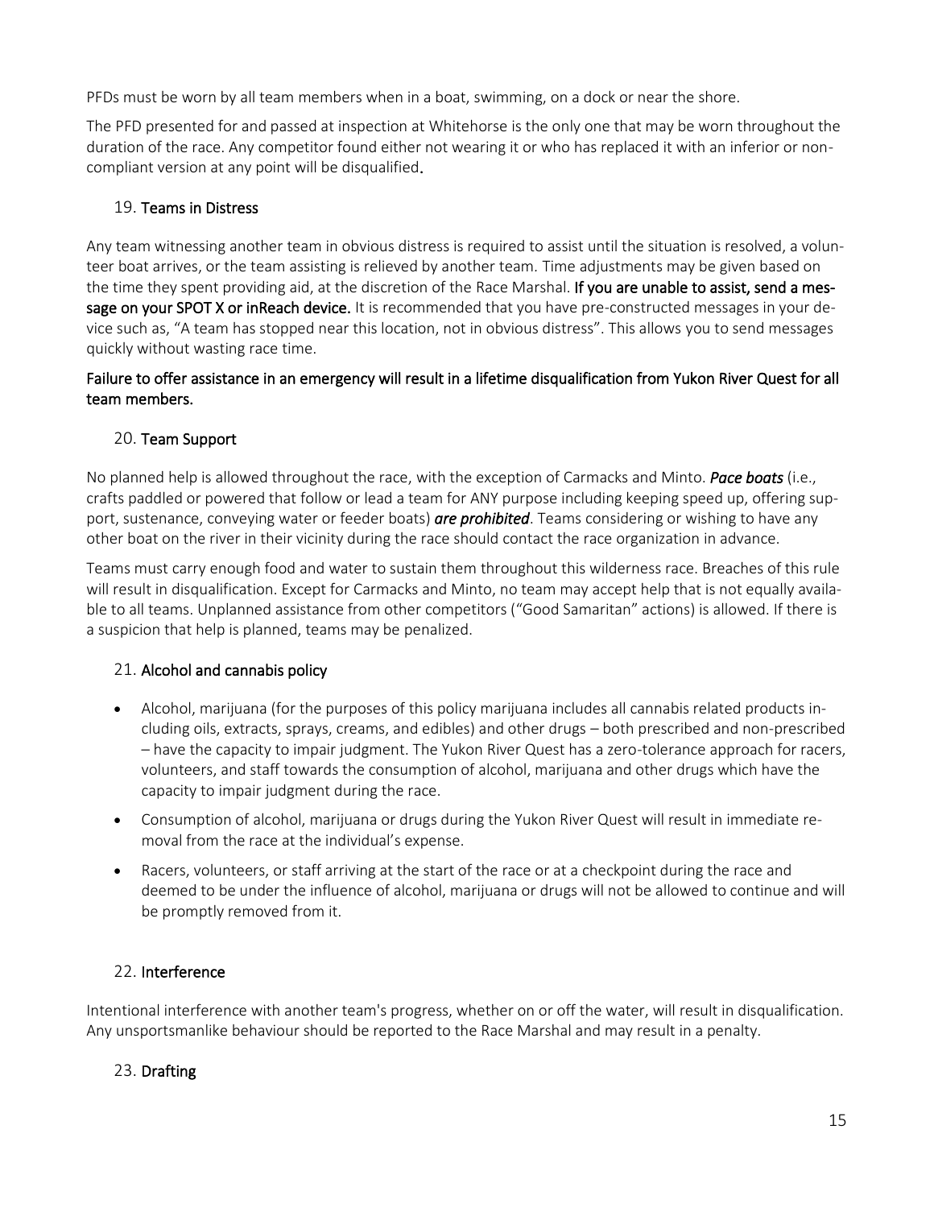PFDs must be worn by all team members when in a boat, swimming, on a dock or near the shore.

The PFD presented for and passed at inspection at Whitehorse is the only one that may be worn throughout the duration of the race. Any competitor found either not wearing it or who has replaced it with an inferior or non-compliant version at any point will be disqualified.

## 19. Teams in Distress

Any team witnessing another team in obvious distress is required to assist until the situation is resolved, a volunteer boat arrives, or the team assisting is relieved by another team. Time adjustments may be given based on the time they spent providing aid, at the discretion of the Race Marshal. **If you are unable to assist, send a message on your SPOT X or inReach device.** It is recommended that you have pre-constructed messages in your device such as, "A team has stopped near this location, not in obvious distress". This allows you to send messages quickly without wasting race time.

**Failure to offer assistance in an emergency will result in a lifetime disqualification from Yukon River Quest for all team members.**

## 20. Team Support

No planned help is allowed throughout the race, with the exception of Carmacks and Minto. ***Pace boats*** (i.e., crafts paddled or powered that follow or lead a team for ANY purpose including keeping speed up, offering support, sustenance, conveying water or feeder boats) ***are prohibited***. Teams considering or wishing to have any other boat on the river in their vicinity during the race should contact the race organization in advance.

Teams must carry enough food and water to sustain them throughout this wilderness race. Breaches of this rule will result in disqualification. Except for Carmacks and Minto, no team may accept help that is not equally available to all teams. Unplanned assistance from other competitors ("Good Samaritan" actions) is allowed. If there is a suspicion that help is planned, teams may be penalized.

## 21. Alcohol and cannabis policy

- Alcohol, marijuana (for the purposes of this policy marijuana includes all cannabis related products including oils, extracts, sprays, creams, and edibles) and other drugs – both prescribed and non-prescribed – have the capacity to impair judgment. The Yukon River Quest has a zero-tolerance approach for racers, volunteers, and staff towards the consumption of alcohol, marijuana and other drugs which have the capacity to impair judgment during the race.
- Consumption of alcohol, marijuana or drugs during the Yukon River Quest will result in immediate removal from the race at the individual's expense.
- Racers, volunteers, or staff arriving at the start of the race or at a checkpoint during the race and deemed to be under the influence of alcohol, marijuana or drugs will not be allowed to continue and will be promptly removed from it.

## 22. Interference

Intentional interference with another team's progress, whether on or off the water, will result in disqualification. Any unsportsmanlike behaviour should be reported to the Race Marshal and may result in a penalty.

## 23. Drafting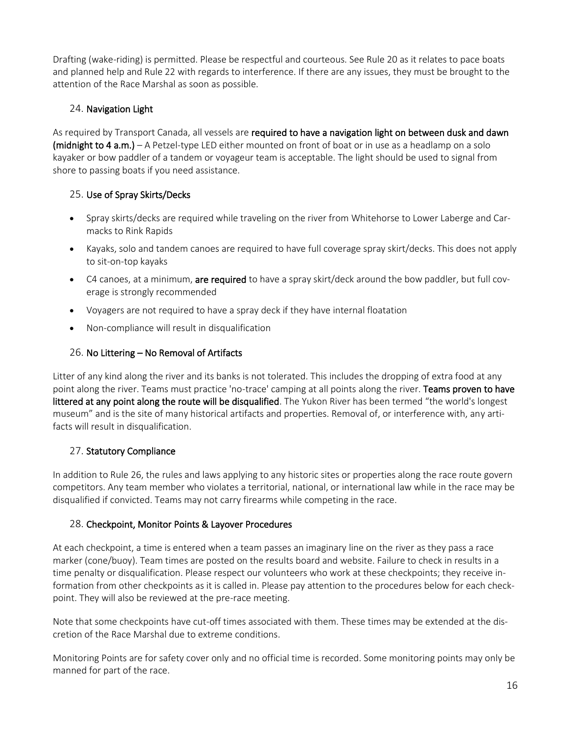Drafting (wake-riding) is permitted. Please be respectful and courteous. See Rule 20 as it relates to pace boats and planned help and Rule 22 with regards to interference. If there are any issues, they must be brought to the attention of the Race Marshal as soon as possible.

## 24. Navigation Light

As required by Transport Canada, all vessels are **required to have a navigation light on between dusk and dawn (midnight to 4 a.m.)** – A Petzel-type LED either mounted on front of boat or in use as a headlamp on a solo kayaker or bow paddler of a tandem or voyageur team is acceptable. The light should be used to signal from shore to passing boats if you need assistance.

## 25. Use of Spray Skirts/Decks

- Spray skirts/decks are required while traveling on the river from Whitehorse to Lower Laberge and Carmacks to Rink Rapids
- Kayaks, solo and tandem canoes are required to have full coverage spray skirt/decks. This does not apply to sit-on-top kayaks
- C4 canoes, at a minimum, **are required** to have a spray skirt/deck around the bow paddler, but full coverage is strongly recommended
- Voyagers are not required to have a spray deck if they have internal floatation
- Non-compliance will result in disqualification

## 26. No Littering – No Removal of Artifacts

Litter of any kind along the river and its banks is not tolerated. This includes the dropping of extra food at any point along the river. Teams must practice 'no-trace' camping at all points along the river. **Teams proven to have littered at any point along the route will be disqualified**. The Yukon River has been termed "the world's longest museum" and is the site of many historical artifacts and properties. Removal of, or interference with, any artifacts will result in disqualification.

## 27. Statutory Compliance

In addition to Rule 26, the rules and laws applying to any historic sites or properties along the race route govern competitors. Any team member who violates a territorial, national, or international law while in the race may be disqualified if convicted. Teams may not carry firearms while competing in the race.

## 28. Checkpoint, Monitor Points & Layover Procedures

At each checkpoint, a time is entered when a team passes an imaginary line on the river as they pass a race marker (cone/buoy). Team times are posted on the results board and website. Failure to check in results in a time penalty or disqualification. Please respect our volunteers who work at these checkpoints; they receive information from other checkpoints as it is called in. Please pay attention to the procedures below for each checkpoint. They will also be reviewed at the pre-race meeting.

Note that some checkpoints have cut-off times associated with them. These times may be extended at the discretion of the Race Marshal due to extreme conditions.

Monitoring Points are for safety cover only and no official time is recorded. Some monitoring points may only be manned for part of the race.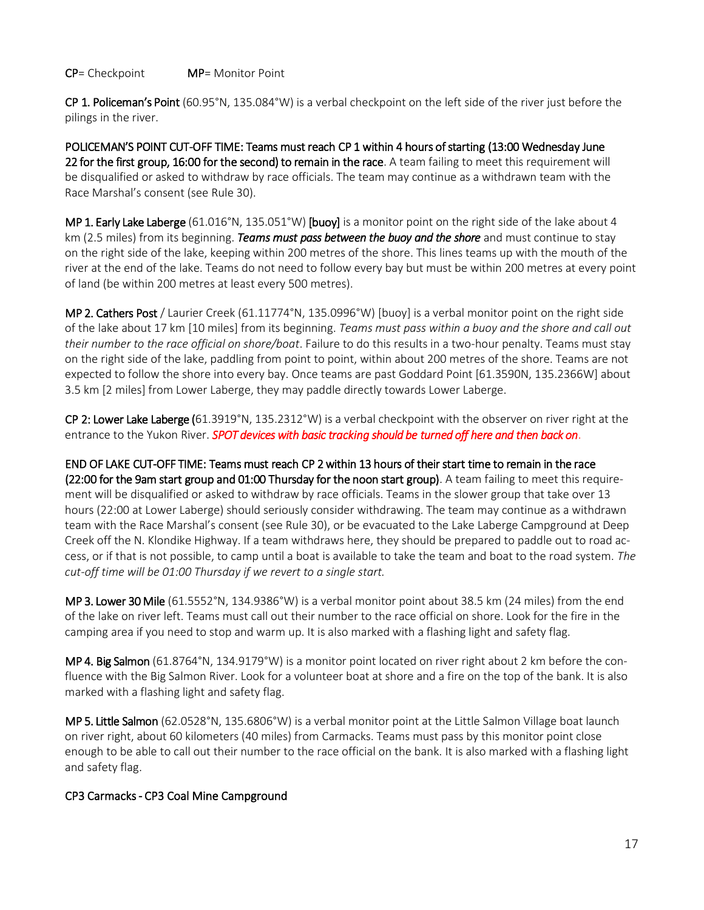**CP**= Checkpoint **MP**= Monitor Point

**CP 1. Policeman's Point** (60.95°N, 135.084°W) is a verbal checkpoint on the left side of the river just before the pilings in the river.

**POLICEMAN'S POINT CUT-OFF TIME: Teams must reach CP 1 within 4 hours of starting (13:00 Wednesday June 22 for the first group, 16:00 for the second) to remain in the race**. A team failing to meet this requirement will be disqualified or asked to withdraw by race officials. The team may continue as a withdrawn team with the Race Marshal's consent (see Rule 30).

**MP 1. Early Lake Laberge** (61.016°N, 135.051°W) **[buoy]** is a monitor point on the right side of the lake about 4 km (2.5 miles) from its beginning. ***Teams must pass between the buoy and the shore*** and must continue to stay on the right side of the lake, keeping within 200 metres of the shore. This lines teams up with the mouth of the river at the end of the lake. Teams do not need to follow every bay but must be within 200 metres at every point of land (be within 200 metres at least every 500 metres).

**MP 2. Cathers Post** / Laurier Creek (61.11774°N, 135.0996°W) [buoy] is a verbal monitor point on the right side of the lake about 17 km [10 miles] from its beginning. *Teams must pass within a buoy and the shore and call out their number to the race official on shore/boat*. Failure to do this results in a two-hour penalty. Teams must stay on the right side of the lake, paddling from point to point, within about 200 metres of the shore. Teams are not expected to follow the shore into every bay. Once teams are past Goddard Point [61.3590N, 135.2366W] about 3.5 km [2 miles] from Lower Laberge, they may paddle directly towards Lower Laberge.

**CP 2: Lower Lake Laberge (**61.3919°N, 135.2312°W) is a verbal checkpoint with the observer on river right at the entrance to the Yukon River. ***SPOT devices with basic tracking should be turned off here and then back on***.

**END OF LAKE CUT-OFF TIME: Teams must reach CP 2 within 13 hours of their start time to remain in the race (22:00 for the 9am start group and 01:00 Thursday for the noon start group)**. A team failing to meet this requirement will be disqualified or asked to withdraw by race officials. Teams in the slower group that take over 13 hours (22:00 at Lower Laberge) should seriously consider withdrawing. The team may continue as a withdrawn team with the Race Marshal's consent (see Rule 30), or be evacuated to the Lake Laberge Campground at Deep Creek off the N. Klondike Highway. If a team withdraws here, they should be prepared to paddle out to road access, or if that is not possible, to camp until a boat is available to take the team and boat to the road system. *The cut-off time will be 01:00 Thursday if we revert to a single start.*

**MP 3. Lower 30 Mile** (61.5552°N, 134.9386°W) is a verbal monitor point about 38.5 km (24 miles) from the end of the lake on river left. Teams must call out their number to the race official on shore. Look for the fire in the camping area if you need to stop and warm up. It is also marked with a flashing light and safety flag.

**MP 4. Big Salmon** (61.8764°N, 134.9179°W) is a monitor point located on river right about 2 km before the confluence with the Big Salmon River. Look for a volunteer boat at shore and a fire on the top of the bank. It is also marked with a flashing light and safety flag.

**MP 5. Little Salmon** (62.0528°N, 135.6806°W) is a verbal monitor point at the Little Salmon Village boat launch on river right, about 60 kilometers (40 miles) from Carmacks. Teams must pass by this monitor point close enough to be able to call out their number to the race official on the bank. It is also marked with a flashing light and safety flag.

**CP3 Carmacks - CP3 Coal Mine Campground**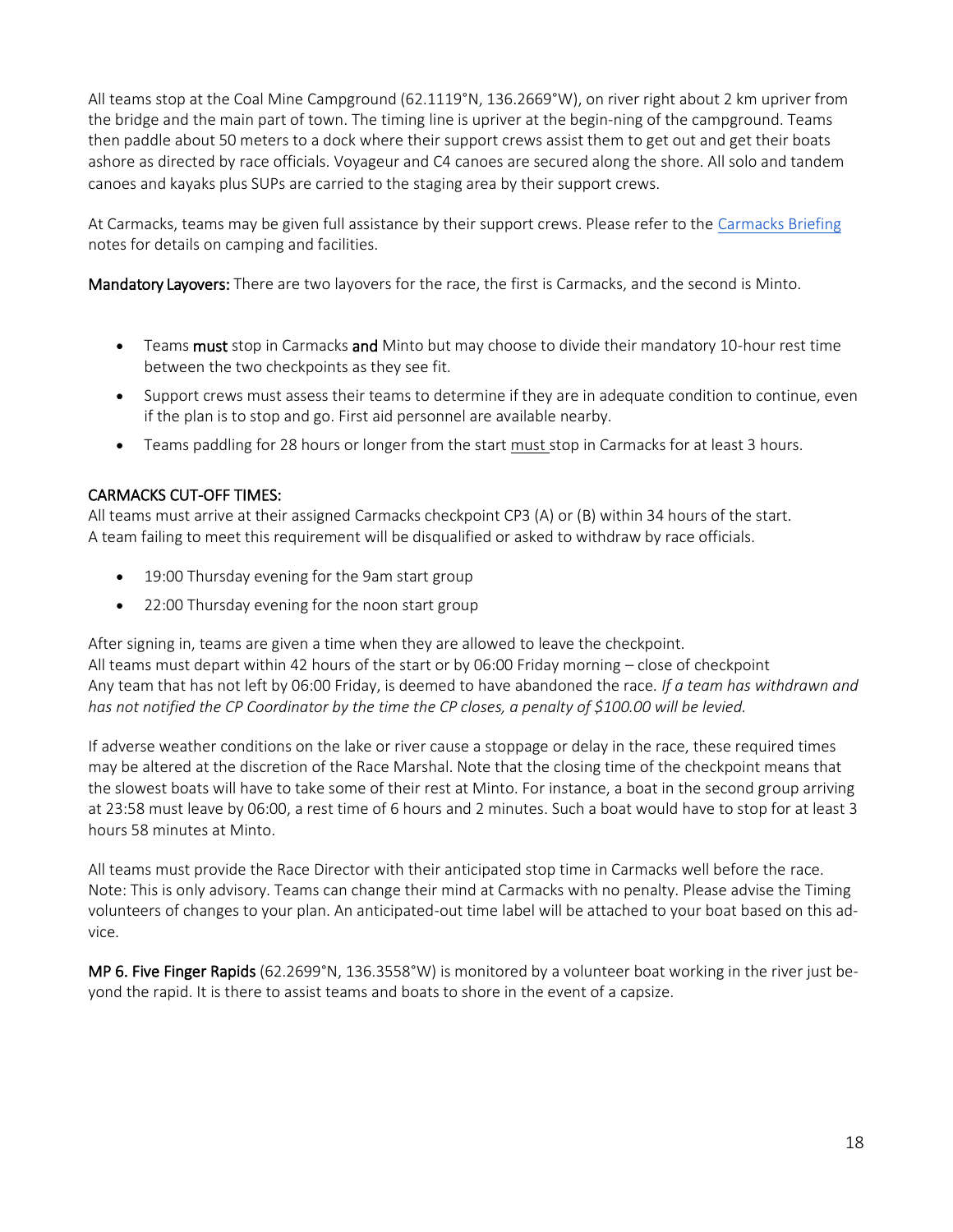All teams stop at the Coal Mine Campground (62.1119°N, 136.2669°W), on river right about 2 km upriver from the bridge and the main part of town. The timing line is upriver at the begin-ning of the campground. Teams then paddle about 50 meters to a dock where their support crews assist them to get out and get their boats ashore as directed by race officials. Voyageur and C4 canoes are secured along the shore. All solo and tandem canoes and kayaks plus SUPs are carried to the staging area by their support crews.

At Carmacks, teams may be given full assistance by their support crews. Please refer to the Carmacks Briefing notes for details on camping and facilities.

**Mandatory Layovers:** There are two layovers for the race, the first is Carmacks, and the second is Minto.

- Teams **must** stop in Carmacks **and** Minto but may choose to divide their mandatory 10-hour rest time between the two checkpoints as they see fit.
- Support crews must assess their teams to determine if they are in adequate condition to continue, even if the plan is to stop and go. First aid personnel are available nearby.
- Teams paddling for 28 hours or longer from the start must stop in Carmacks for at least 3 hours.

### CARMACKS CUT-OFF TIMES:

All teams must arrive at their assigned Carmacks checkpoint CP3 (A) or (B) within 34 hours of the start.
A team failing to meet this requirement will be disqualified or asked to withdraw by race officials.

- 19:00 Thursday evening for the 9am start group
- 22:00 Thursday evening for the noon start group

After signing in, teams are given a time when they are allowed to leave the checkpoint.
All teams must depart within 42 hours of the start or by 06:00 Friday morning – close of checkpoint
Any team that has not left by 06:00 Friday, is deemed to have abandoned the race. *If a team has withdrawn and has not notified the CP Coordinator by the time the CP closes, a penalty of $100.00 will be levied.*

If adverse weather conditions on the lake or river cause a stoppage or delay in the race, these required times may be altered at the discretion of the Race Marshal. Note that the closing time of the checkpoint means that the slowest boats will have to take some of their rest at Minto. For instance, a boat in the second group arriving at 23:58 must leave by 06:00, a rest time of 6 hours and 2 minutes. Such a boat would have to stop for at least 3 hours 58 minutes at Minto.

All teams must provide the Race Director with their anticipated stop time in Carmacks well before the race. Note: This is only advisory. Teams can change their mind at Carmacks with no penalty. Please advise the Timing volunteers of changes to your plan. An anticipated-out time label will be attached to your boat based on this ad-vice.

**MP 6. Five Finger Rapids** (62.2699°N, 136.3558°W) is monitored by a volunteer boat working in the river just be-yond the rapid. It is there to assist teams and boats to shore in the event of a capsize.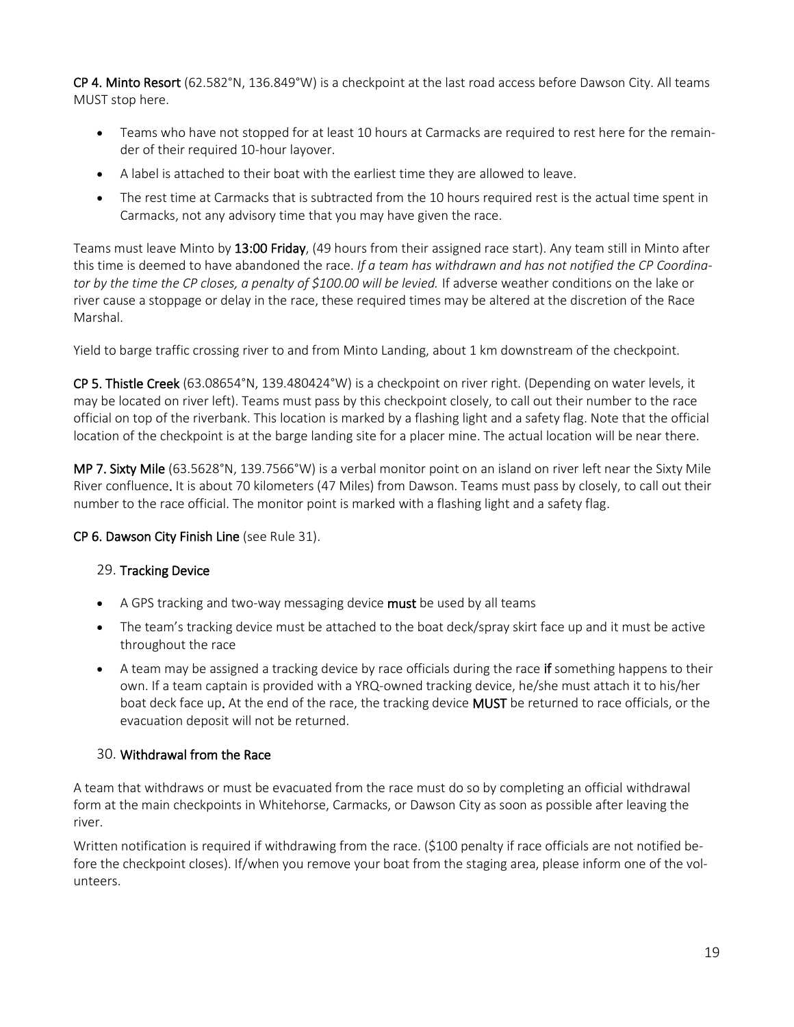**CP 4. Minto Resort** (62.582°N, 136.849°W) is a checkpoint at the last road access before Dawson City. All teams MUST stop here.

- Teams who have not stopped for at least 10 hours at Carmacks are required to rest here for the remainder of their required 10-hour layover.
- A label is attached to their boat with the earliest time they are allowed to leave.
- The rest time at Carmacks that is subtracted from the 10 hours required rest is the actual time spent in Carmacks, not any advisory time that you may have given the race.

Teams must leave Minto by **13:00 Friday**, (49 hours from their assigned race start). Any team still in Minto after this time is deemed to have abandoned the race. *If a team has withdrawn and has not notified the CP Coordinator by the time the CP closes, a penalty of $100.00 will be levied.* If adverse weather conditions on the lake or river cause a stoppage or delay in the race, these required times may be altered at the discretion of the Race Marshal.

Yield to barge traffic crossing river to and from Minto Landing, about 1 km downstream of the checkpoint.

**CP 5. Thistle Creek** (63.08654°N, 139.480424°W) is a checkpoint on river right. (Depending on water levels, it may be located on river left). Teams must pass by this checkpoint closely, to call out their number to the race official on top of the riverbank. This location is marked by a flashing light and a safety flag. Note that the official location of the checkpoint is at the barge landing site for a placer mine. The actual location will be near there.

**MP 7. Sixty Mile** (63.5628°N, 139.7566°W) is a verbal monitor point on an island on river left near the Sixty Mile River confluence. It is about 70 kilometers (47 Miles) from Dawson. Teams must pass by closely, to call out their number to the race official. The monitor point is marked with a flashing light and a safety flag.

**CP 6. Dawson City Finish Line** (see Rule 31).

## 29. Tracking Device

- A GPS tracking and two-way messaging device **must** be used by all teams
- The team's tracking device must be attached to the boat deck/spray skirt face up and it must be active throughout the race
- A team may be assigned a tracking device by race officials during the race **if** something happens to their own. If a team captain is provided with a YRQ-owned tracking device, he/she must attach it to his/her boat deck face up. At the end of the race, the tracking device **MUST** be returned to race officials, or the evacuation deposit will not be returned.

## 30. Withdrawal from the Race

A team that withdraws or must be evacuated from the race must do so by completing an official withdrawal form at the main checkpoints in Whitehorse, Carmacks, or Dawson City as soon as possible after leaving the river.

Written notification is required if withdrawing from the race. ($100 penalty if race officials are not notified before the checkpoint closes). If/when you remove your boat from the staging area, please inform one of the volunteers.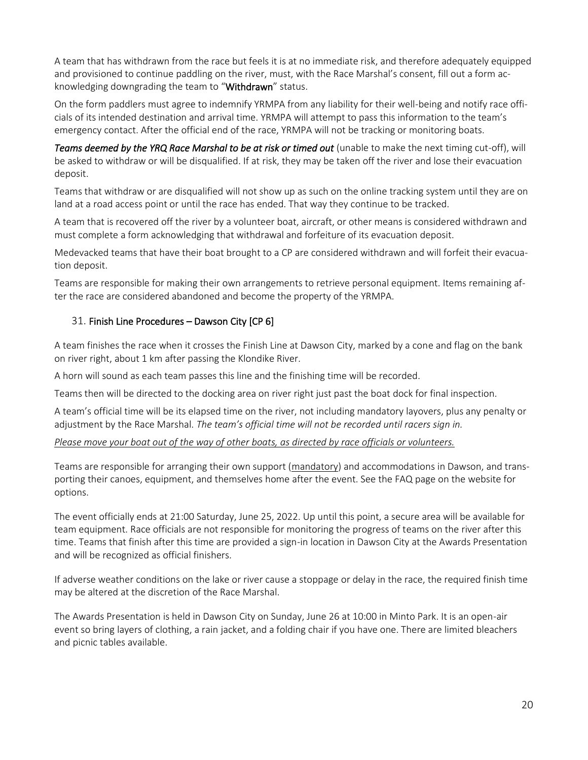A team that has withdrawn from the race but feels it is at no immediate risk, and therefore adequately equipped and provisioned to continue paddling on the river, must, with the Race Marshal's consent, fill out a form acknowledging downgrading the team to "**Withdrawn**" status.

On the form paddlers must agree to indemnify YRMPA from any liability for their well-being and notify race officials of its intended destination and arrival time. YRMPA will attempt to pass this information to the team's emergency contact. After the official end of the race, YRMPA will not be tracking or monitoring boats.

***Teams deemed by the YRQ Race Marshal to be at risk or timed out*** (unable to make the next timing cut-off), will be asked to withdraw or will be disqualified. If at risk, they may be taken off the river and lose their evacuation deposit.

Teams that withdraw or are disqualified will not show up as such on the online tracking system until they are on land at a road access point or until the race has ended. That way they continue to be tracked.

A team that is recovered off the river by a volunteer boat, aircraft, or other means is considered withdrawn and must complete a form acknowledging that withdrawal and forfeiture of its evacuation deposit.

Medevacked teams that have their boat brought to a CP are considered withdrawn and will forfeit their evacuation deposit.

Teams are responsible for making their own arrangements to retrieve personal equipment. Items remaining after the race are considered abandoned and become the property of the YRMPA.

## 31. Finish Line Procedures – Dawson City [CP 6]

A team finishes the race when it crosses the Finish Line at Dawson City, marked by a cone and flag on the bank on river right, about 1 km after passing the Klondike River.

A horn will sound as each team passes this line and the finishing time will be recorded.

Teams then will be directed to the docking area on river right just past the boat dock for final inspection.

A team's official time will be its elapsed time on the river, not including mandatory layovers, plus any penalty or adjustment by the Race Marshal. *The team's official time will not be recorded until racers sign in.*

<u>*Please move your boat out of the way of other boats, as directed by race officials or volunteers.*</u>

Teams are responsible for arranging their own support (<u>mandatory</u>) and accommodations in Dawson, and transporting their canoes, equipment, and themselves home after the event. See the FAQ page on the website for options.

The event officially ends at 21:00 Saturday, June 25, 2022. Up until this point, a secure area will be available for team equipment. Race officials are not responsible for monitoring the progress of teams on the river after this time. Teams that finish after this time are provided a sign-in location in Dawson City at the Awards Presentation and will be recognized as official finishers.

If adverse weather conditions on the lake or river cause a stoppage or delay in the race, the required finish time may be altered at the discretion of the Race Marshal.

The Awards Presentation is held in Dawson City on Sunday, June 26 at 10:00 in Minto Park. It is an open-air event so bring layers of clothing, a rain jacket, and a folding chair if you have one. There are limited bleachers and picnic tables available.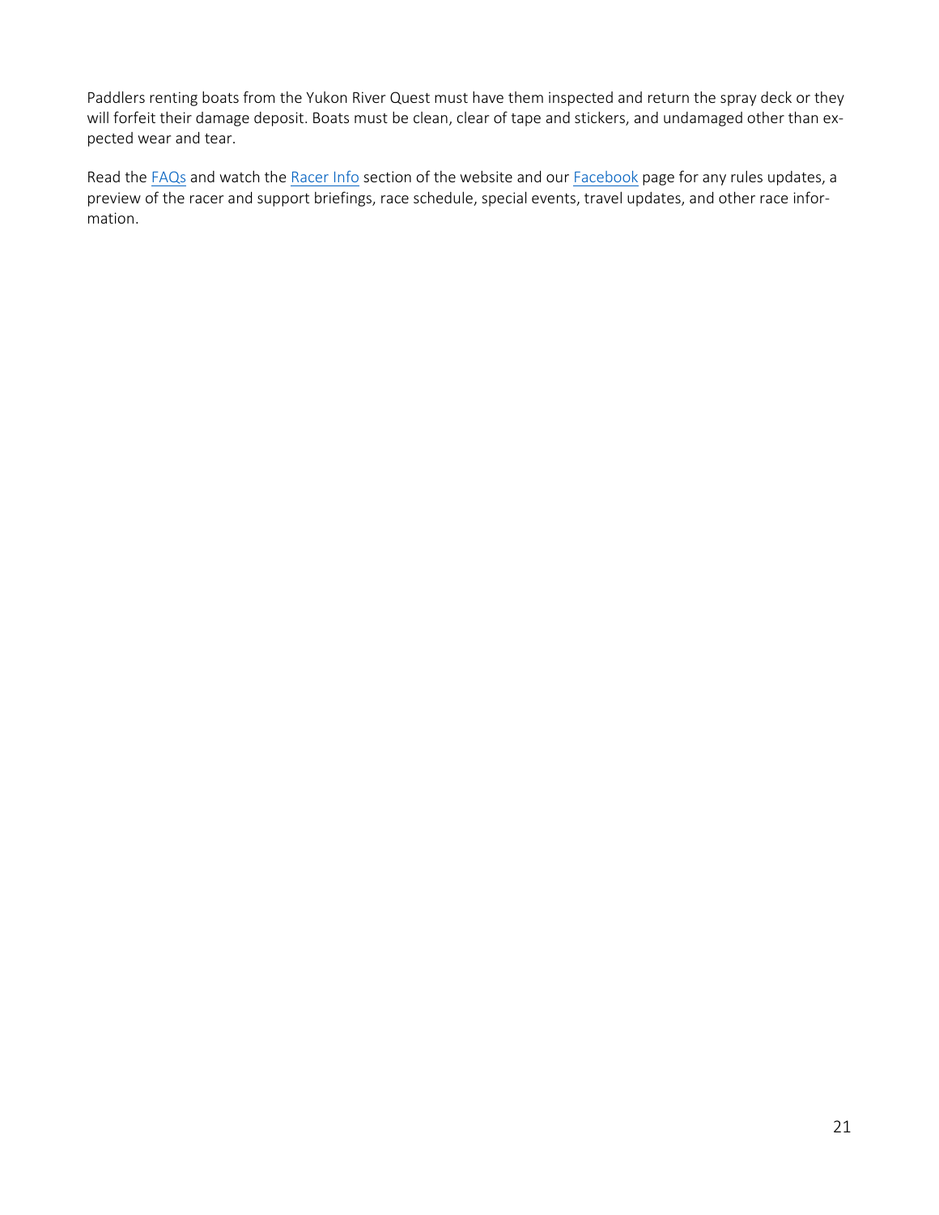Paddlers renting boats from the Yukon River Quest must have them inspected and return the spray deck or they will forfeit their damage deposit. Boats must be clean, clear of tape and stickers, and undamaged other than expected wear and tear.

Read the FAQs and watch the Racer Info section of the website and our Facebook page for any rules updates, a preview of the racer and support briefings, race schedule, special events, travel updates, and other race information.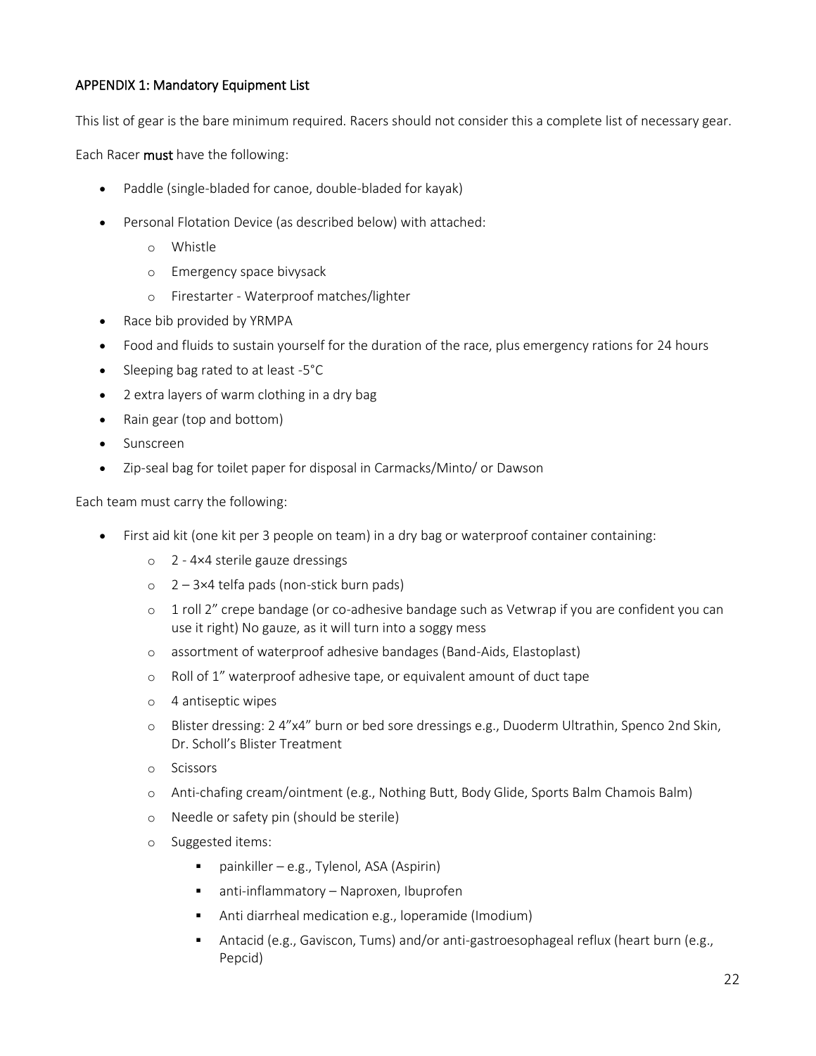APPENDIX 1: Mandatory Equipment List

This list of gear is the bare minimum required. Racers should not consider this a complete list of necessary gear.

Each Racer **must** have the following:

- Paddle (single-bladed for canoe, double-bladed for kayak)
- Personal Flotation Device (as described below) with attached:
  - Whistle
  - Emergency space bivysack
  - Firestarter - Waterproof matches/lighter
- Race bib provided by YRMPA
- Food and fluids to sustain yourself for the duration of the race, plus emergency rations for 24 hours
- Sleeping bag rated to at least -5°C
- 2 extra layers of warm clothing in a dry bag
- Rain gear (top and bottom)
- Sunscreen
- Zip-seal bag for toilet paper for disposal in Carmacks/Minto/ or Dawson

Each team must carry the following:

- First aid kit (one kit per 3 people on team) in a dry bag or waterproof container containing:
  - 2 - 4×4 sterile gauze dressings
  - 2 – 3×4 telfa pads (non-stick burn pads)
  - 1 roll 2" crepe bandage (or co-adhesive bandage such as Vetwrap if you are confident you can use it right) No gauze, as it will turn into a soggy mess
  - assortment of waterproof adhesive bandages (Band-Aids, Elastoplast)
  - Roll of 1" waterproof adhesive tape, or equivalent amount of duct tape
  - 4 antiseptic wipes
  - Blister dressing: 2 4"x4" burn or bed sore dressings e.g., Duoderm Ultrathin, Spenco 2nd Skin, Dr. Scholl's Blister Treatment
  - Scissors
  - Anti-chafing cream/ointment (e.g., Nothing Butt, Body Glide, Sports Balm Chamois Balm)
  - Needle or safety pin (should be sterile)
  - Suggested items:
    - painkiller – e.g., Tylenol, ASA (Aspirin)
    - anti-inflammatory – Naproxen, Ibuprofen
    - Anti diarrheal medication e.g., loperamide (Imodium)
    - Antacid (e.g., Gaviscon, Tums) and/or anti-gastroesophageal reflux (heart burn (e.g., Pepcid)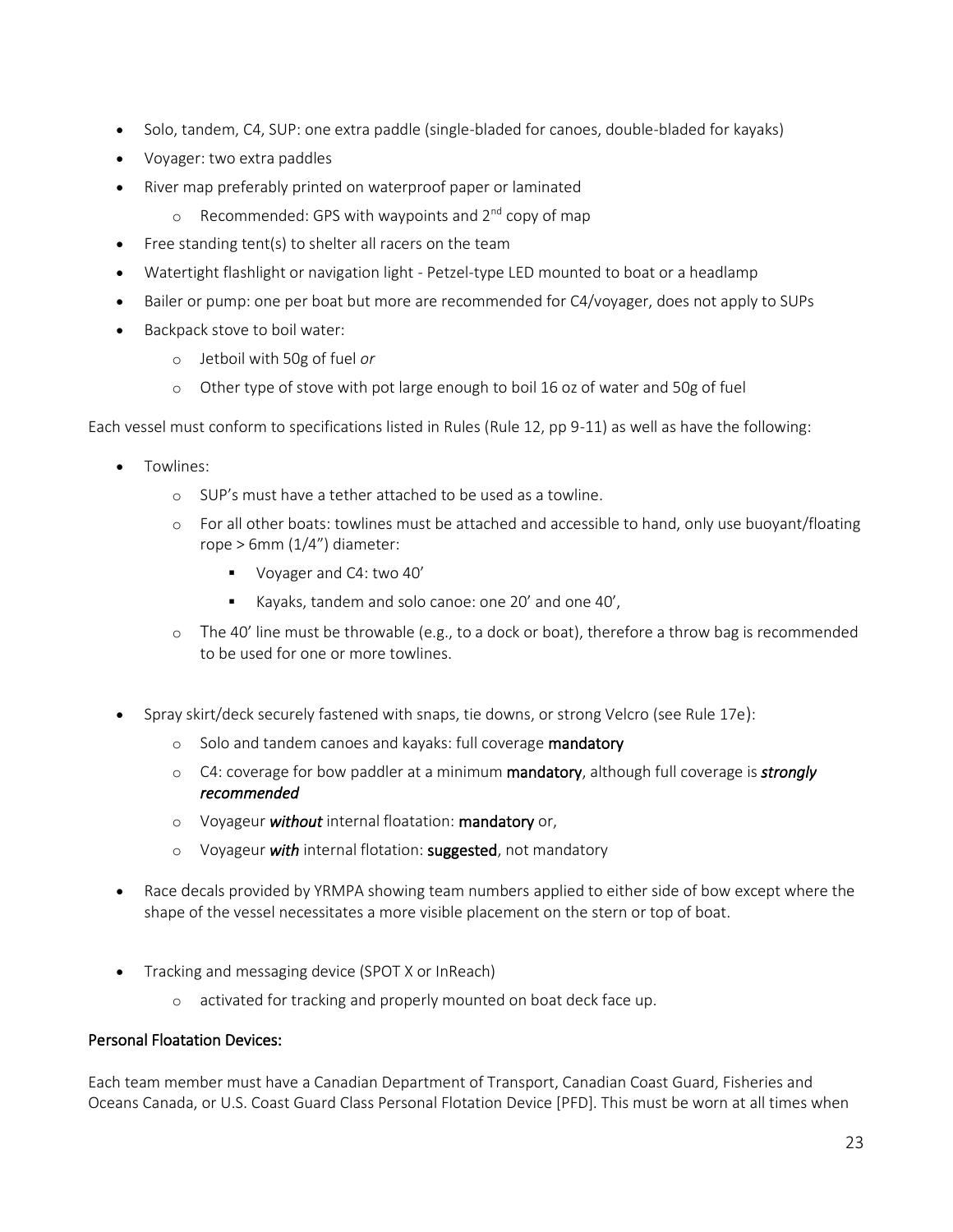- Solo, tandem, C4, SUP: one extra paddle (single-bladed for canoes, double-bladed for kayaks)
- Voyager: two extra paddles
- River map preferably printed on waterproof paper or laminated
  - Recommended: GPS with waypoints and 2nd copy of map
- Free standing tent(s) to shelter all racers on the team
- Watertight flashlight or navigation light - Petzel-type LED mounted to boat or a headlamp
- Bailer or pump: one per boat but more are recommended for C4/voyager, does not apply to SUPs
- Backpack stove to boil water:
  - Jetboil with 50g of fuel *or*
  - Other type of stove with pot large enough to boil 16 oz of water and 50g of fuel

Each vessel must conform to specifications listed in Rules (Rule 12, pp 9-11) as well as have the following:

- Towlines:
  - SUP's must have a tether attached to be used as a towline.
  - For all other boats: towlines must be attached and accessible to hand, only use buoyant/floating rope > 6mm (1/4") diameter:
    - Voyager and C4: two 40'
    - Kayaks, tandem and solo canoe: one 20' and one 40',
  - The 40' line must be throwable (e.g., to a dock or boat), therefore a throw bag is recommended to be used for one or more towlines.

- Spray skirt/deck securely fastened with snaps, tie downs, or strong Velcro (see Rule 17e):
  - Solo and tandem canoes and kayaks: full coverage mandatory
  - C4: coverage for bow paddler at a minimum mandatory, although full coverage is ***strongly recommended***
  - Voyageur ***without*** internal floatation: mandatory or,
  - Voyageur ***with*** internal flotation: suggested, not mandatory

- Race decals provided by YRMPA showing team numbers applied to either side of bow except where the shape of the vessel necessitates a more visible placement on the stern or top of boat.

- Tracking and messaging device (SPOT X or InReach)
  - activated for tracking and properly mounted on boat deck face up.

## Personal Floatation Devices:

Each team member must have a Canadian Department of Transport, Canadian Coast Guard, Fisheries and Oceans Canada, or U.S. Coast Guard Class Personal Flotation Device [PFD]. This must be worn at all times when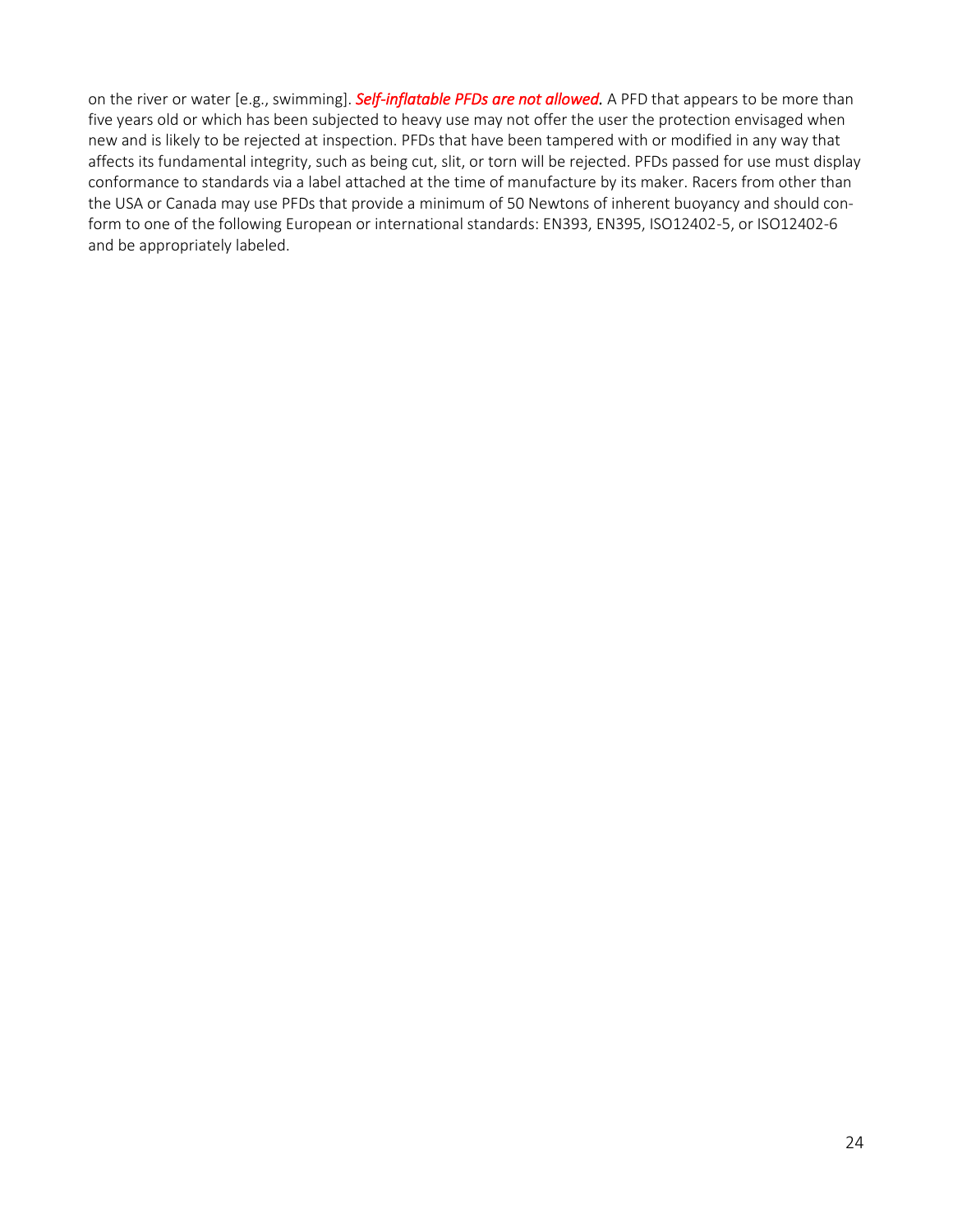on the river or water [e.g., swimming]. ***Self-inflatable PFDs are not allowed.*** A PFD that appears to be more than five years old or which has been subjected to heavy use may not offer the user the protection envisaged when new and is likely to be rejected at inspection. PFDs that have been tampered with or modified in any way that affects its fundamental integrity, such as being cut, slit, or torn will be rejected. PFDs passed for use must display conformance to standards via a label attached at the time of manufacture by its maker. Racers from other than the USA or Canada may use PFDs that provide a minimum of 50 Newtons of inherent buoyancy and should conform to one of the following European or international standards: EN393, EN395, ISO12402-5, or ISO12402-6 and be appropriately labeled.